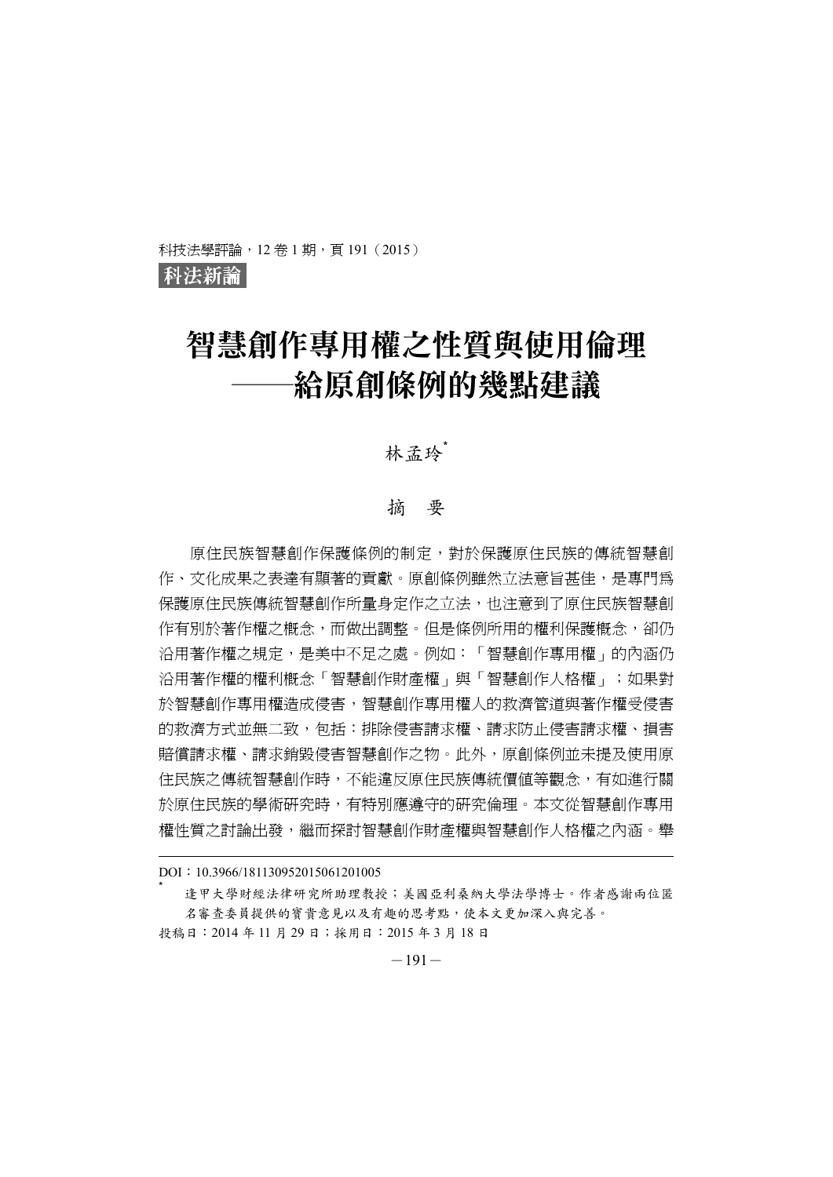科法新論

# 智慧創作專用權之性質與使用倫理——給原創條例的幾點建議

林孟玲[*]

## 摘要

原住民族智慧創作保護條例的制定，對於保護原住民族的傳統智慧創作、文化成果之表達有顯著的貢獻。原創條例雖然立法意旨甚佳，是專門為保護原住民族傳統智慧創作所量身定作之立法，也注意到了原住民族智慧創作有別於著作權之概念，而做出調整。但是條例所用的權利保護概念，卻仍沿用著作權之規定，是美中不足之處。例如：「智慧創作專用權」的內涵仍沿用著作權的權利概念「智慧創作財產權」與「智慧創作人格權」；如果對於智慧創作專用權造成侵害，智慧創作專用權人的救濟管道與著作權受侵害的救濟方式並無二致，包括：排除侵害請求權、請求防止侵害請求權、損害賠償請求權、請求銷毀侵害智慧創作之物。此外，原創條例並未提及使用原住民族之傳統智慧創作時，不能違反原住民族傳統價值等觀念，有如進行關於原住民族的學術研究時，有特別應遵守的研究倫理。本文從智慧創作專用權性質之討論出發，繼而探討智慧創作財產權與智慧創作人格權之內涵。舉

---

DOI：10.3966/181130952015061201005

[*] 逢甲大學財經法律研究所助理教授；美國亞利桑納大學法學博士。作者感謝兩位匿名審查委員提供的寶貴意見以及有趣的思考點，使本文更加深入與完善。

投稿日：2014 年 11 月 29 日；採用日：2015 年 3 月 18 日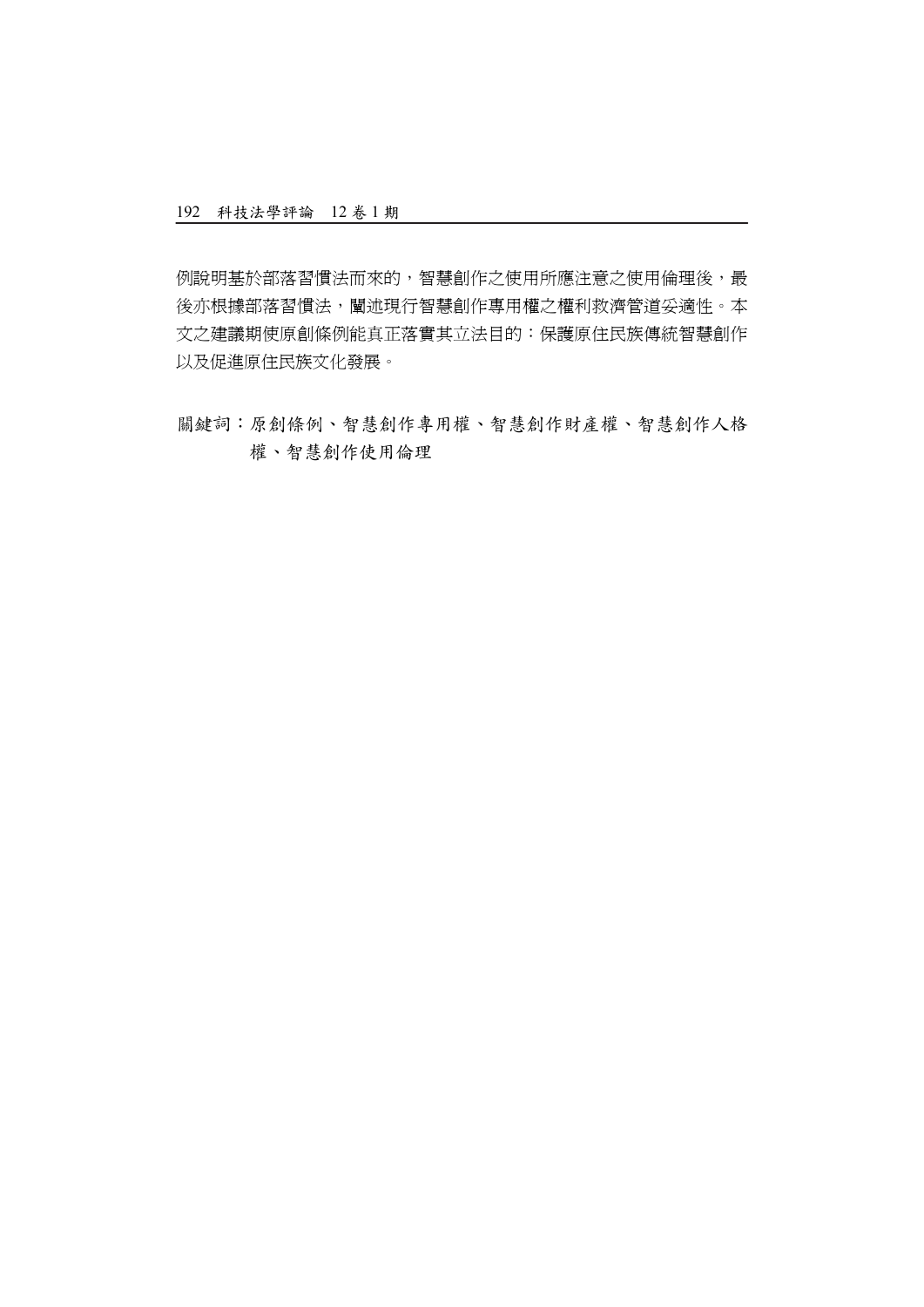例說明基於部落習慣法而來的，智慧創作之使用所應注意之使用倫理後，最後亦根據部落習慣法，闡述現行智慧創作專用權之權利救濟管道妥適性。本文之建議期使原創條例能真正落實其立法目的：保護原住民族傳統智慧創作以及促進原住民族文化發展。

關鍵詞：原創條例、智慧創作專用權、智慧創作財產權、智慧創作人格權、智慧創作使用倫理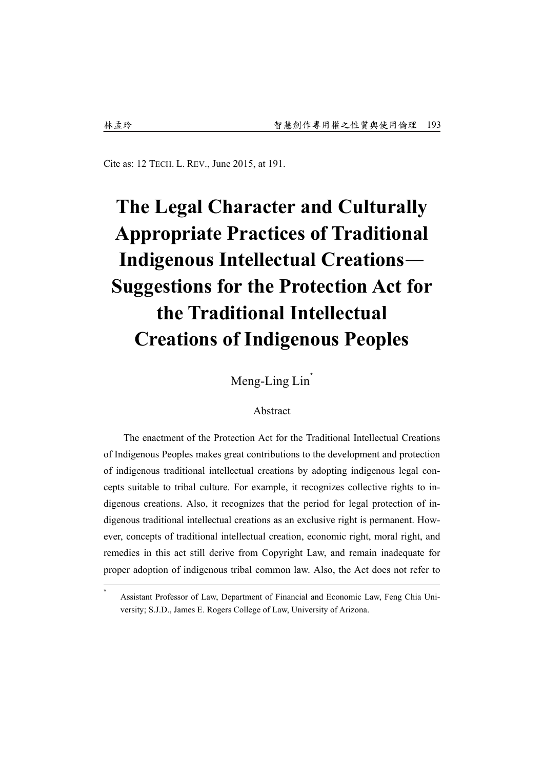Cite as: 12 TECH. L. REV., June 2015, at 191.

# The Legal Character and Culturally Appropriate Practices of Traditional Indigenous Intellectual Creations— Suggestions for the Protection Act for the Traditional Intellectual Creations of Indigenous Peoples

Meng-Ling Lin*

Abstract

The enactment of the Protection Act for the Traditional Intellectual Creations of Indigenous Peoples makes great contributions to the development and protection of indigenous traditional intellectual creations by adopting indigenous legal concepts suitable to tribal culture. For example, it recognizes collective rights to indigenous creations. Also, it recognizes that the period for legal protection of indigenous traditional intellectual creations as an exclusive right is permanent. However, concepts of traditional intellectual creation, economic right, moral right, and remedies in this act still derive from Copyright Law, and remain inadequate for proper adoption of indigenous tribal common law. Also, the Act does not refer to

---

* Assistant Professor of Law, Department of Financial and Economic Law, Feng Chia University; S.J.D., James E. Rogers College of Law, University of Arizona.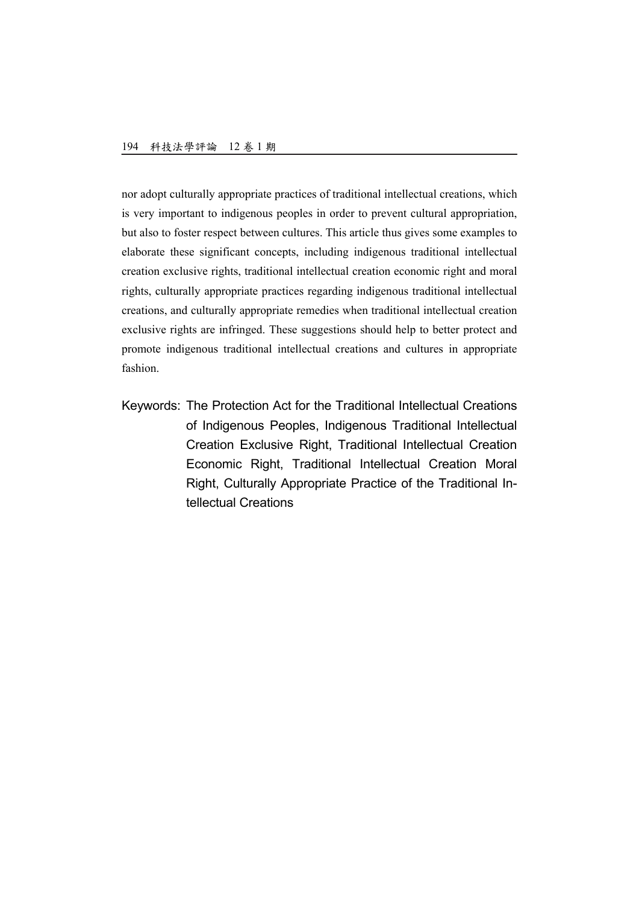nor adopt culturally appropriate practices of traditional intellectual creations, which is very important to indigenous peoples in order to prevent cultural appropriation, but also to foster respect between cultures. This article thus gives some examples to elaborate these significant concepts, including indigenous traditional intellectual creation exclusive rights, traditional intellectual creation economic right and moral rights, culturally appropriate practices regarding indigenous traditional intellectual creations, and culturally appropriate remedies when traditional intellectual creation exclusive rights are infringed. These suggestions should help to better protect and promote indigenous traditional intellectual creations and cultures in appropriate fashion.

Keywords: The Protection Act for the Traditional Intellectual Creations of Indigenous Peoples, Indigenous Traditional Intellectual Creation Exclusive Right, Traditional Intellectual Creation Economic Right, Traditional Intellectual Creation Moral Right, Culturally Appropriate Practice of the Traditional Intellectual Creations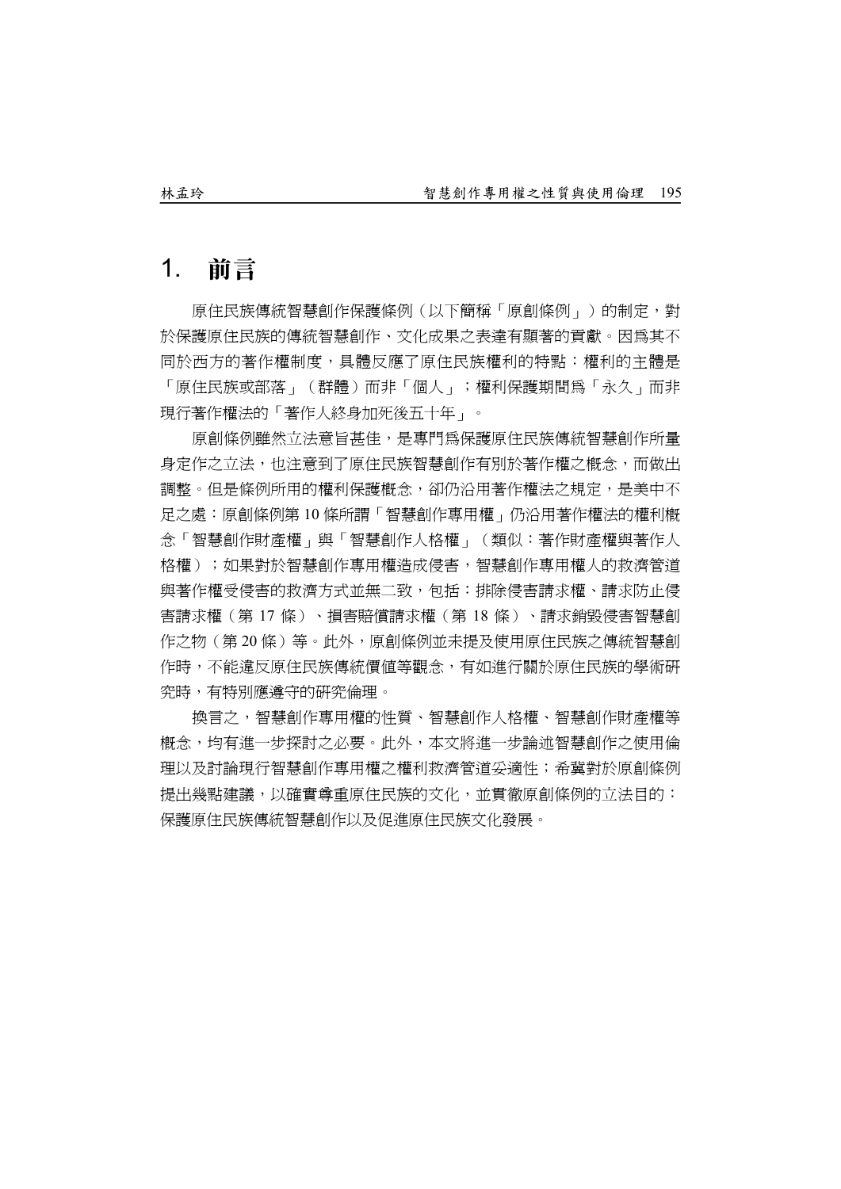# 1. 前言

原住民族傳統智慧創作保護條例（以下簡稱「原創條例」）的制定，對於保護原住民族的傳統智慧創作、文化成果之表達有顯著的貢獻。因為其不同於西方的著作權制度，具體反應了原住民族權利的特點：權利的主體是「原住民族或部落」（群體）而非「個人」；權利保護期間為「永久」而非現行著作權法的「著作人終身加死後五十年」。

原創條例雖然立法意旨甚佳，是專門為保護原住民族傳統智慧創作所量身定作之立法，也注意到了原住民族智慧創作有別於著作權之概念，而做出調整。但是條例所用的權利保護概念，卻仍沿用著作權法之規定，是美中不足之處：原創條例第 10 條所謂「智慧創作專用權」仍沿用著作權法的權利概念「智慧創作財產權」與「智慧創作人格權」（類似：著作財產權與著作人格權）；如果對於智慧創作專用權造成侵害，智慧創作專用權人的救濟管道與著作權受侵害的救濟方式並無二致，包括：排除侵害請求權、請求防止侵害請求權（第 17 條）、損害賠償請求權（第 18 條）、請求銷毀侵害智慧創作之物（第 20 條）等。此外，原創條例並未提及使用原住民族之傳統智慧創作時，不能違反原住民族傳統價值等觀念，有如進行關於原住民族的學術研究時，有特別應遵守的研究倫理。

換言之，智慧創作專用權的性質、智慧創作人格權、智慧創作財產權等概念，均有進一步探討之必要。此外，本文將進一步論述智慧創作之使用倫理以及討論現行智慧創作專用權之權利救濟管道妥適性；希冀對於原創條例提出幾點建議，以確實尊重原住民族的文化，並貫徹原創條例的立法目的：保護原住民族傳統智慧創作以及促進原住民族文化發展。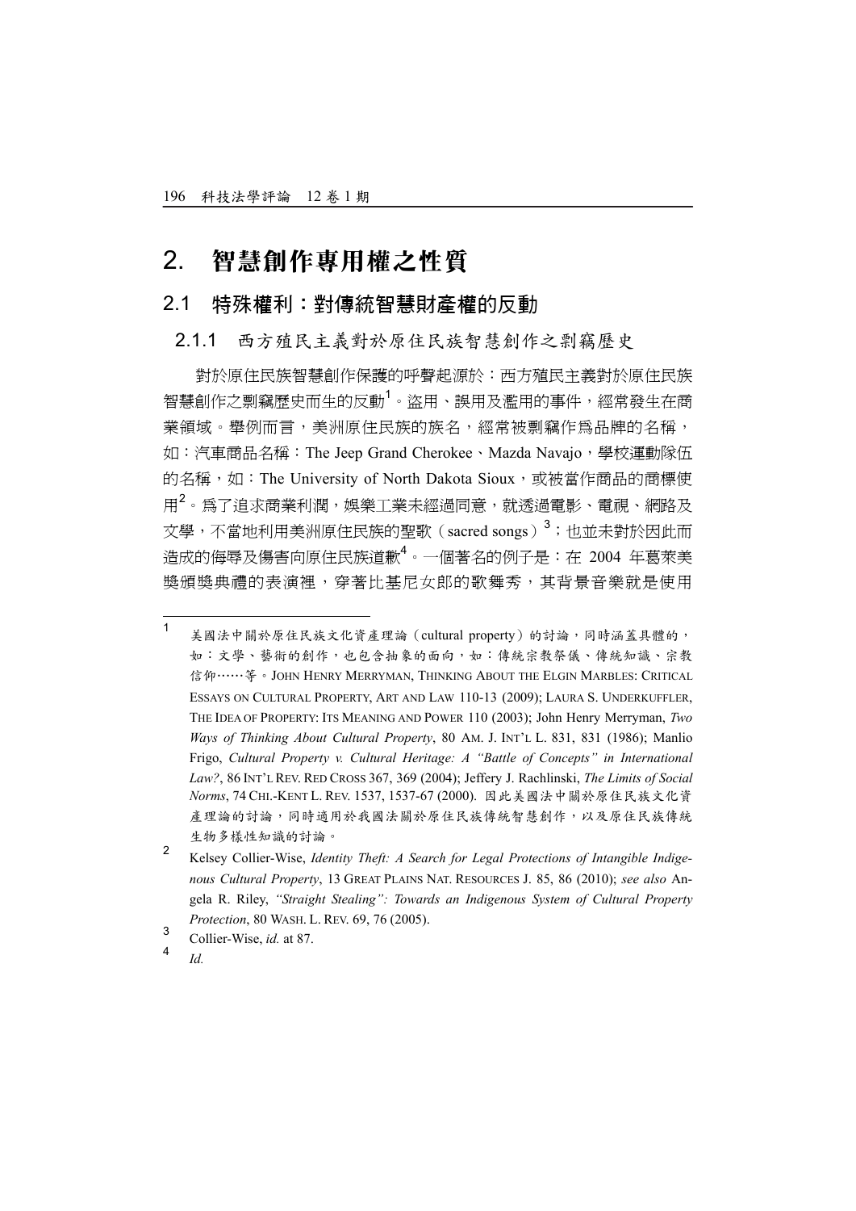# 2. 智慧創作專用權之性質

## 2.1 特殊權利：對傳統智慧財產權的反動

### 2.1.1 西方殖民主義對於原住民族智慧創作之剽竊歷史

對於原住民族智慧創作保護的呼聲起源於：西方殖民主義對於原住民族智慧創作之剽竊歷史而生的反動[1]。盜用、誤用及濫用的事件，經常發生在商業領域。舉例而言，美洲原住民族的族名，經常被剽竊作為品牌的名稱，如：汽車商品名稱：The Jeep Grand Cherokee、Mazda Navajo，學校運動隊伍的名稱，如：The University of North Dakota Sioux，或被當作商品的商標使用[2]。為了追求商業利潤，娛樂工業未經過同意，就透過電影、電視、網路及文學，不當地利用美洲原住民族的聖歌（sacred songs）[3]；也並未對於因此而造成的侮辱及傷害向原住民族道歉[4]。一個著名的例子是：在 2004 年葛萊美獎頒獎典禮的表演裡，穿著比基尼女郎的歌舞秀，其背景音樂就是使用

---

[1] 美國法中關於原住民族文化資產理論（cultural property）的討論，同時涵蓋具體的，如：文學、藝術的創作，也包含抽象的面向，如：傳統宗教祭儀、傳統知識、宗教信仰……等。JOHN HENRY MERRYMAN, THINKING ABOUT THE ELGIN MARBLES: CRITICAL ESSAYS ON CULTURAL PROPERTY, ART AND LAW 110-13 (2009); LAURA S. UNDERKUFFLER, THE IDEA OF PROPERTY: ITS MEANING AND POWER 110 (2003); John Henry Merryman, *Two Ways of Thinking About Cultural Property*, 80 AM. J. INT'L L. 831, 831 (1986); Manlio Frigo, *Cultural Property v. Cultural Heritage: A "Battle of Concepts" in International Law?*, 86 INT'L REV. RED CROSS 367, 369 (2004); Jeffery J. Rachlinski, *The Limits of Social Norms*, 74 CHI.-KENT L. REV. 1537, 1537-67 (2000). 因此美國法中關於原住民族文化資產理論的討論，同時適用於我國法關於原住民族傳統智慧創作，以及原住民族傳統生物多樣性知識的討論。

[2] Kelsey Collier-Wise, *Identity Theft: A Search for Legal Protections of Intangible Indigenous Cultural Property*, 13 GREAT PLAINS NAT. RESOURCES J. 85, 86 (2010); *see also* Angela R. Riley, *"Straight Stealing": Towards an Indigenous System of Cultural Property Protection*, 80 WASH. L. REV. 69, 76 (2005).

[3] Collier-Wise, *id.* at 87.

[4] *Id.*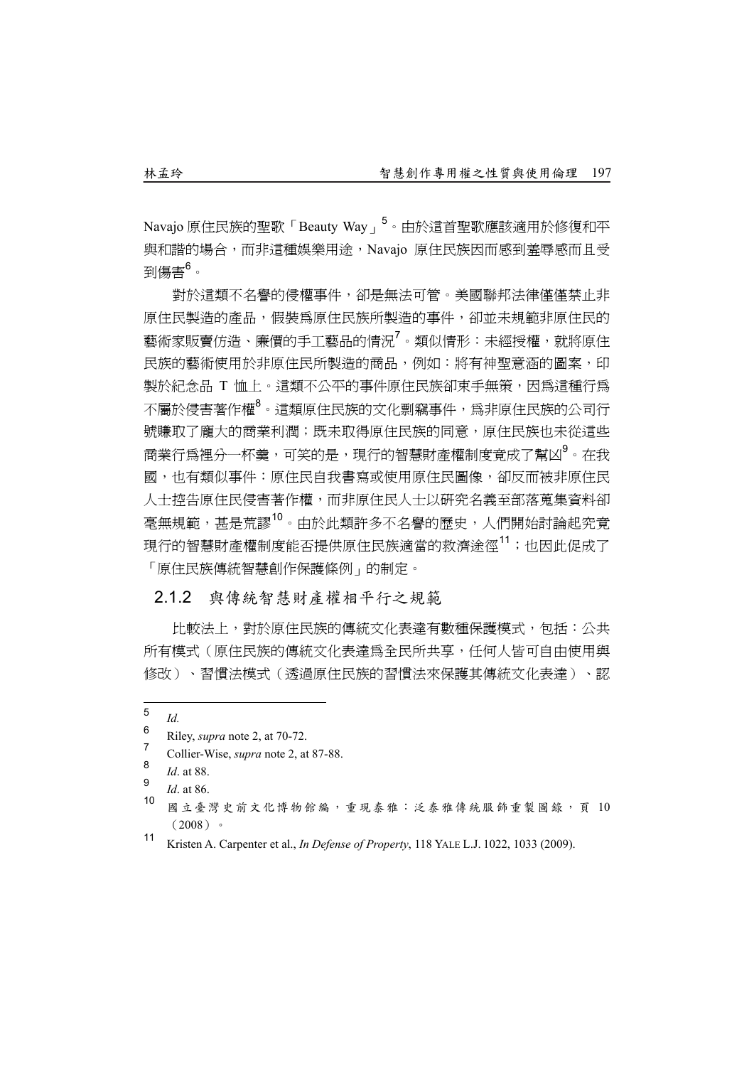Navajo 原住民族的聖歌「Beauty Way」[5]。由於這首聖歌應該適用於修復和平與和諧的場合，而非這種娛樂用途，Navajo 原住民族因而感到羞辱感而且受到傷害[6]。

對於這類不名譽的侵權事件，卻是無法可管。美國聯邦法律僅僅禁止非原住民製造的產品，假裝爲原住民族所製造的事件，卻並未規範非原住民的藝術家販賣仿造、廉價的手工藝品的情況[7]。類似情形：未經授權，就將原住民族的藝術使用於非原住民所製造的商品，例如：將有神聖意涵的圖案，印製於紀念品 T 恤上。這類不公平的事件原住民族卻束手無策，因爲這種行爲不屬於侵害著作權[8]。這類原住民族的文化剽竊事件，爲非原住民族的公司行號賺取了龐大的商業利潤；既未取得原住民族的同意，原住民族也未從這些商業行爲裡分一杯羹，可笑的是，現行的智慧財產權制度竟成了幫凶[9]。在我國，也有類似事件：原住民自我書寫或使用原住民圖像，卻反而被非原住民人士控告原住民侵害著作權，而非原住民人士以研究名義至部落蒐集資料卻毫無規範，甚是荒謬[10]。由於此類許多不名譽的歷史，人們開始討論起究竟現行的智慧財產權制度能否提供原住民族適當的救濟途徑[11]；也因此促成了「原住民族傳統智慧創作保護條例」的制定。

### 2.1.2 與傳統智慧財產權相平行之規範

比較法上，對於原住民族的傳統文化表達有數種保護模式，包括：公共所有模式（原住民族的傳統文化表達爲全民所共享，任何人皆可自由使用與修改）、習慣法模式（透過原住民族的習慣法來保護其傳統文化表達）、認

---

5. *Id.*
6. Riley, *supra* note 2, at 70-72.
7. Collier-Wise, *supra* note 2, at 87-88.
8. *Id*. at 88.
9. *Id*. at 86.
10. 國立臺灣史前文化博物館編，重現泰雅：泛泰雅傳統服飾重製圖錄，頁 10（2008）。
11. Kristen A. Carpenter et al., *In Defense of Property*, 118 YALE L.J. 1022, 1033 (2009).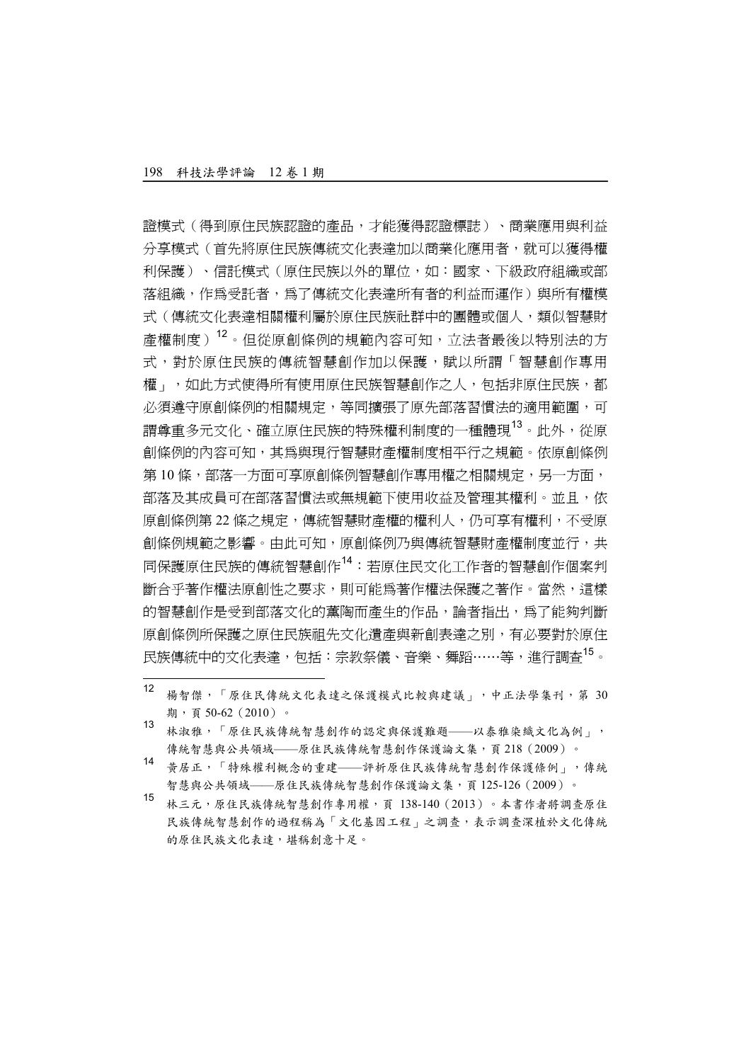證模式（得到原住民族認證的產品，才能獲得認證標誌）、商業應用與利益分享模式（首先將原住民族傳統文化表達加以商業化應用者，就可以獲得權利保護）、信託模式（原住民族以外的單位，如：國家、下級政府組織或部落組織，作為受託者，為了傳統文化表達所有者的利益而運作）與所有權模式（傳統文化表達相關權利屬於原住民族社群中的團體或個人，類似智慧財產權制度）[12]。但從原創條例的規範內容可知，立法者最後以特別法的方式，對於原住民族的傳統智慧創作加以保護，賦以所謂「智慧創作專用權」，如此方式使得所有使用原住民族智慧創作之人，包括非原住民族，都必須遵守原創條例的相關規定，等同擴張了原先部落習慣法的適用範圍，可謂尊重多元文化、確立原住民族的特殊權利制度的一種體現[13]。此外，從原創條例的內容可知，其為與現行智慧財產權制度相平行之規範。依原創條例第 10 條，部落一方面可享原創條例智慧創作專用權之相關規定，另一方面，部落及其成員可在部落習慣法或無規範下使用收益及管理其權利。並且，依原創條例第 22 條之規定，傳統智慧財產權的權利人，仍可享有權利，不受原創條例規範之影響。由此可知，原創條例乃與傳統智慧財產權制度並行，共同保護原住民族的傳統智慧創作[14]：若原住民文化工作者的智慧創作個案判斷合乎著作權法原創性之要求，則可能為著作權法保護之著作。當然，這樣的智慧創作是受到部落文化的薰陶而產生的作品，論者指出，為了能夠判斷原創條例所保護之原住民族祖先文化遺產與新創表達之別，有必要對於原住民族傳統中的文化表達，包括：宗教祭儀、音樂、舞蹈……等，進行調查[15]。

---

[12] 楊智傑，「原住民傳統文化表達之保護模式比較與建議」，中正法學集刊，第 30 期，頁 50-62（2010）。

[13] 林淑雅，「原住民族傳統智慧創作的認定與保護難題——以泰雅染織文化為例」，傳統智慧與公共領域——原住民族傳統智慧創作保護論文集，頁 218（2009）。

[14] 黃居正，「特殊權利概念的重建——評析原住民族傳統智慧創作保護條例」，傳統智慧與公共領域——原住民族傳統智慧創作保護論文集，頁 125-126（2009）。

[15] 林三元，原住民族傳統智慧創作專用權，頁 138-140（2013）。本書作者將調查原住民族傳統智慧創作的過程稱為「文化基因工程」之調查，表示調查深植於文化傳統的原住民族文化表達，堪稱創意十足。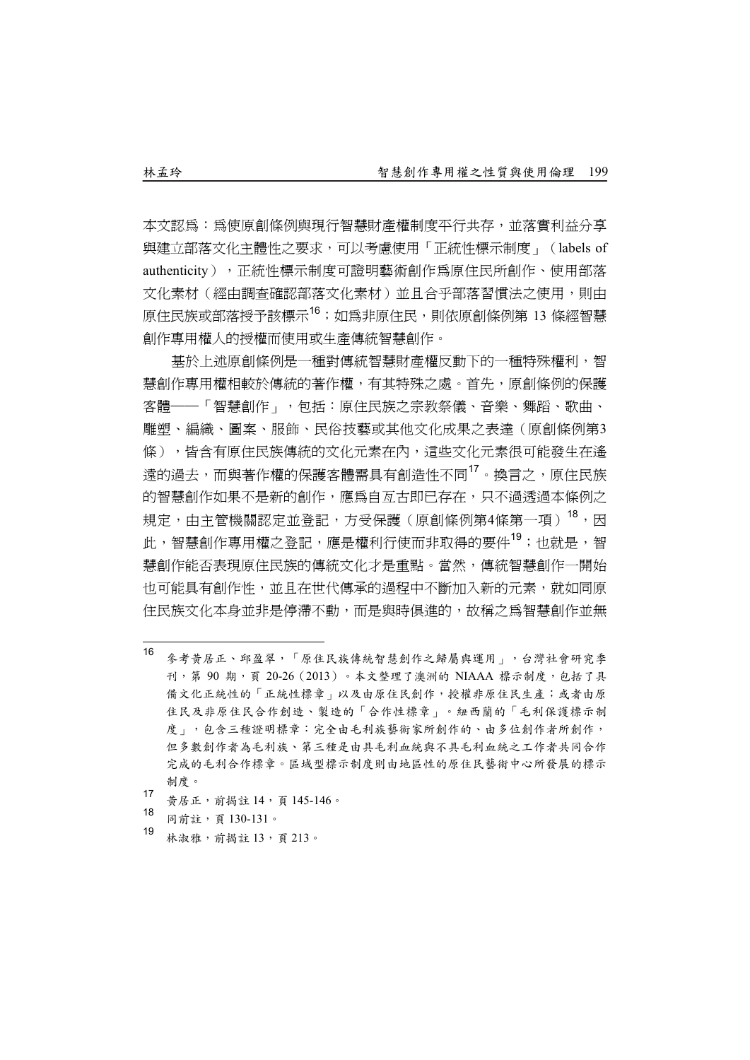本文認爲：爲使原創條例與現行智慧財產權制度平行共存，並落實利益分享與建立部落文化主體性之要求，可以考慮使用「正統性標示制度」（labels of authenticity），正統性標示制度可證明藝術創作爲原住民所創作、使用部落文化素材（經由調查確認部落文化素材）並且合乎部落習慣法之使用，則由原住民族或部落授予該標示[16]；如爲非原住民，則依原創條例第 13 條經智慧創作專用權人的授權而使用或生產傳統智慧創作。

基於上述原創條例是一種對傳統智慧財產權反動下的一種特殊權利，智慧創作專用權相較於傳統的著作權，有其特殊之處。首先，原創條例的保護客體──「智慧創作」，包括：原住民族之宗教祭儀、音樂、舞蹈、歌曲、雕塑、編織、圖案、服飾、民俗技藝或其他文化成果之表達（原創條例第3條），皆含有原住民族傳統的文化元素在內，這些文化元素很可能發生在遙遠的過去，而與著作權的保護客體需具有創造性不同[17]。換言之，原住民族的智慧創作如果不是新的創作，應爲自亙古即已存在，只不過透過本條例之規定，由主管機關認定並登記，方受保護（原創條例第4條第一項）[18]，因此，智慧創作專用權之登記，應是權利行使而非取得的要件[19]；也就是，智慧創作能否表現原住民族的傳統文化才是重點。當然，傳統智慧創作一開始也可能具有創作性，並且在世代傳承的過程中不斷加入新的元素，就如同原住民族文化本身並非是停滯不動，而是與時俱進的，故稱之爲智慧創作並無

---

[16] 參考黃居正、邱盈翠，「原住民族傳統智慧創作之歸屬與運用」，台灣社會研究季刊，第 90 期，頁 20-26（2013）。本文整理了澳洲的 NIAAA 標示制度，包括了具備文化正統性的「正統性標章」以及由原住民創作，授權非原住民生產；或者由原住民及非原住民合作創造、製造的「合作性標章」。紐西蘭的「毛利保護標示制度」，包含三種證明標章：完全由毛利族藝術家所創作的、由多位創作者所創作，但多數創作者為毛利族、第三種是由具毛利血統與不具毛利血統之工作者共同合作完成的毛利合作標章。區域型標示制度則由地區性的原住民藝術中心所發展的標示制度。

[17] 黃居正，前揭註 14，頁 145-146。

[18] 同前註，頁 130-131。

[19] 林淑雅，前揭註 13，頁 213。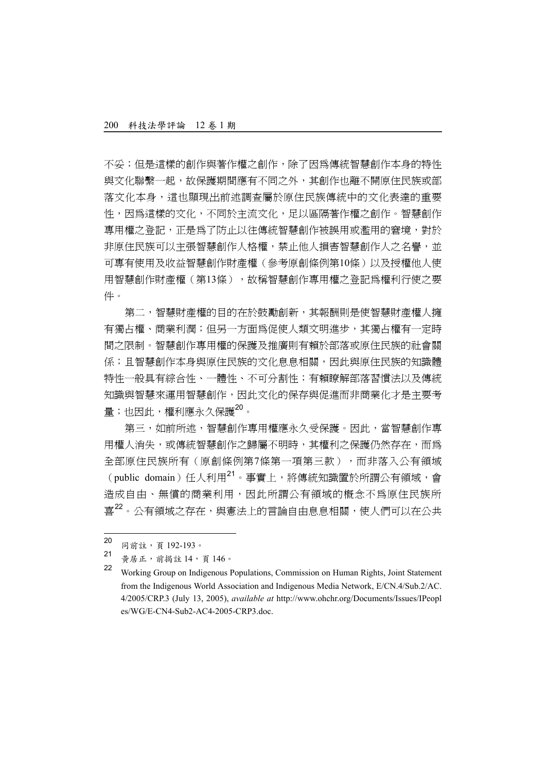不妥；但是這樣的創作與著作權之創作，除了因為傳統智慧創作本身的特性與文化聯繫一起，故保護期間應有不同之外，其創作也離不開原住民族或部落文化本身，這也顯現出前述調查屬於原住民族傳統中的文化表達的重要性，因為這樣的文化，不同於主流文化，足以區隔著作權之創作。智慧創作專用權之登記，正是為了防止以往傳統智慧創作被誤用或濫用的窘境，對於非原住民族可以主張智慧創作人格權，禁止他人損害智慧創作人之名譽，並可專有使用及收益智慧創作財產權（參考原創條例第10條）以及授權他人使用智慧創作財產權（第13條），故稱智慧創作專用權之登記為權利行使之要件。

第二，智慧財產權的目的在於鼓勵創新，其報酬則是使智慧財產權人擁有獨占權、商業利潤；但另一方面為促使人類文明進步，其獨占權有一定時間之限制。智慧創作專用權的保護及推廣則有賴於部落或原住民族的社會關係；且智慧創作本身與原住民族的文化息息相關，因此與原住民族的知識體特性一般具有綜合性、一體性、不可分割性；有賴瞭解部落習慣法以及傳統知識與智慧來運用智慧創作，因此文化的保存與促進而非商業化才是主要考量；也因此，權利應永久保護[20]。

第三，如前所述，智慧創作專用權應永久受保護。因此，當智慧創作專用權人消失，或傳統智慧創作之歸屬不明時，其權利之保護仍然存在，而為全部原住民族所有（原創條例第7條第一項第三款），而非落入公有領域（public domain）任人利用[21]。事實上，將傳統知識置於所謂公有領域，會造成自由、無償的商業利用，因此所謂公有領域的概念不為原住民族所喜[22]。公有領域之存在，與憲法上的言論自由息息相關，使人們可以在公共

---

[20] 同前註，頁 192-193。

[21] 黃居正，前揭註 14，頁 146。

[22] Working Group on Indigenous Populations, Commission on Human Rights, Joint Statement from the Indigenous World Association and Indigenous Media Network, E/CN.4/Sub.2/AC.4/2005/CRP.3 (July 13, 2005), *available at* http://www.ohchr.org/Documents/Issues/IPeoples/WG/E-CN4-Sub2-AC4-2005-CRP3.doc.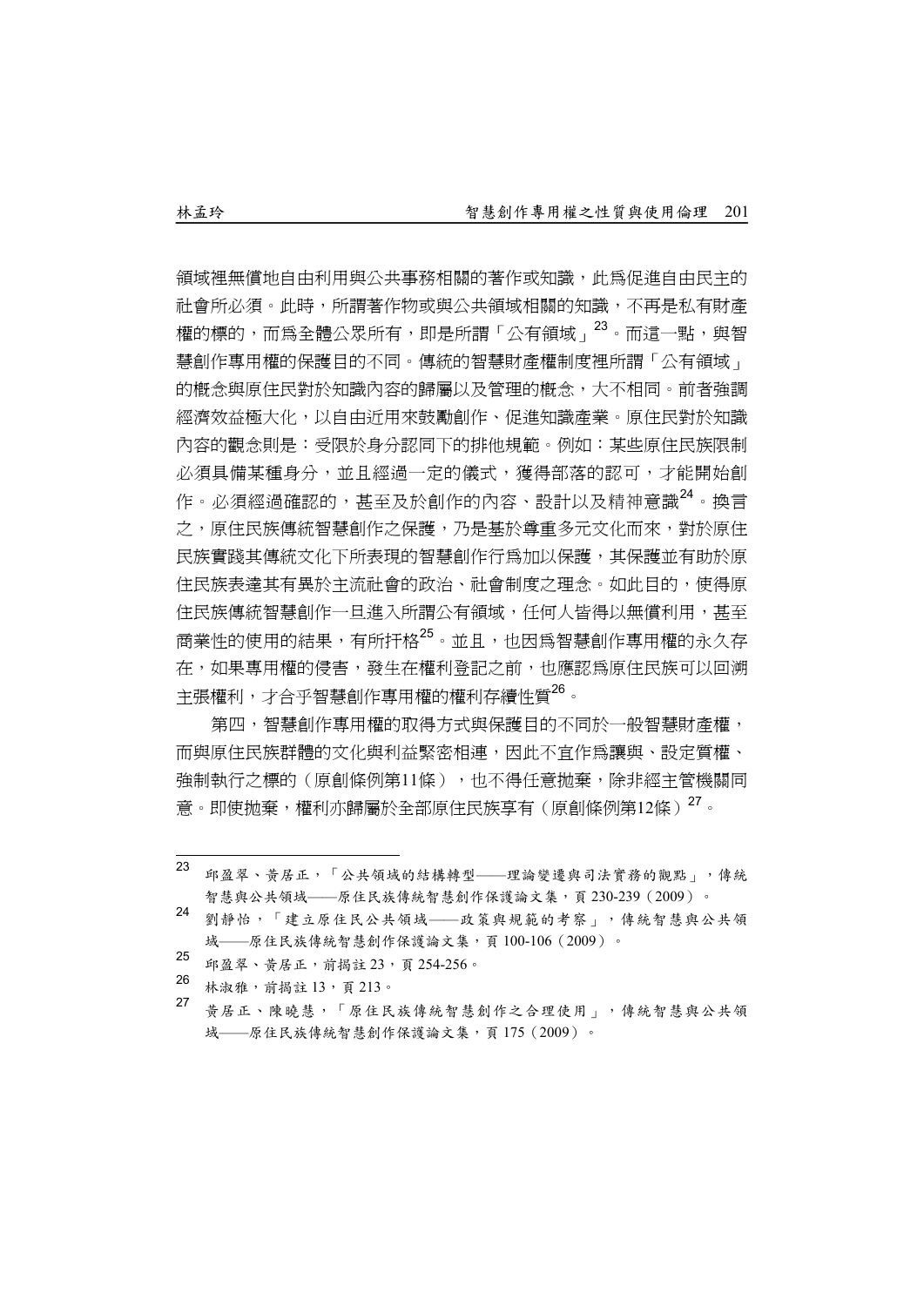領域裡無償地自由利用與公共事務相關的著作或知識，此為促進自由民主的社會所必須。此時，所謂著作物或與公共領域相關的知識，不再是私有財產權的標的，而為全體公眾所有，即是所謂「公有領域」[23]。而這一點，與智慧創作專用權的保護目的不同。傳統的智慧財產權制度裡所謂「公有領域」的概念與原住民對於知識內容的歸屬以及管理的概念，大不相同。前者強調經濟效益極大化，以自由近用來鼓勵創作、促進知識產業。原住民對於知識內容的觀念則是：受限於身分認同下的排他規範。例如：某些原住民族限制必須具備某種身分，並且經過一定的儀式，獲得部落的認可，才能開始創作。必須經過確認的，甚至及於創作的內容、設計以及精神意識[24]。換言之，原住民族傳統智慧創作之保護，乃是基於尊重多元文化而來，對於原住民族實踐其傳統文化下所表現的智慧創作行為加以保護，其保護並有助於原住民族表達其有異於主流社會的政治、社會制度之理念。如此目的，使得原住民族傳統智慧創作一旦進入所謂公有領域，任何人皆得以無償利用，甚至商業性的使用的結果，有所扞格[25]。並且，也因為智慧創作專用權的永久存在，如果專用權的侵害，發生在權利登記之前，也應認為原住民族可以回溯主張權利，才合乎智慧創作專用權的權利存續性質[26]。

第四，智慧創作專用權的取得方式與保護目的不同於一般智慧財產權，而與原住民族群體的文化與利益緊密相連，因此不宜作為讓與、設定質權、強制執行之標的（原創條例第11條），也不得任意拋棄，除非經主管機關同意。即使拋棄，權利亦歸屬於全部原住民族享有（原創條例第12條）[27]。

---

[23] 邱盈翠、黃居正，「公共領域的結構轉型——理論變遷與司法實務的觀點」，傳統智慧與公共領域——原住民族傳統智慧創作保護論文集，頁 230-239（2009）。

[24] 劉靜怡，「建立原住民公共領域——政策與規範的考察」，傳統智慧與公共領域——原住民族傳統智慧創作保護論文集，頁 100-106（2009）。

[25] 邱盈翠、黃居正，前揭註 23，頁 254-256。

[26] 林淑雅，前揭註 13，頁 213。

[27] 黃居正、陳曉慧，「原住民族傳統智慧創作之合理使用」，傳統智慧與公共領域——原住民族傳統智慧創作保護論文集，頁 175（2009）。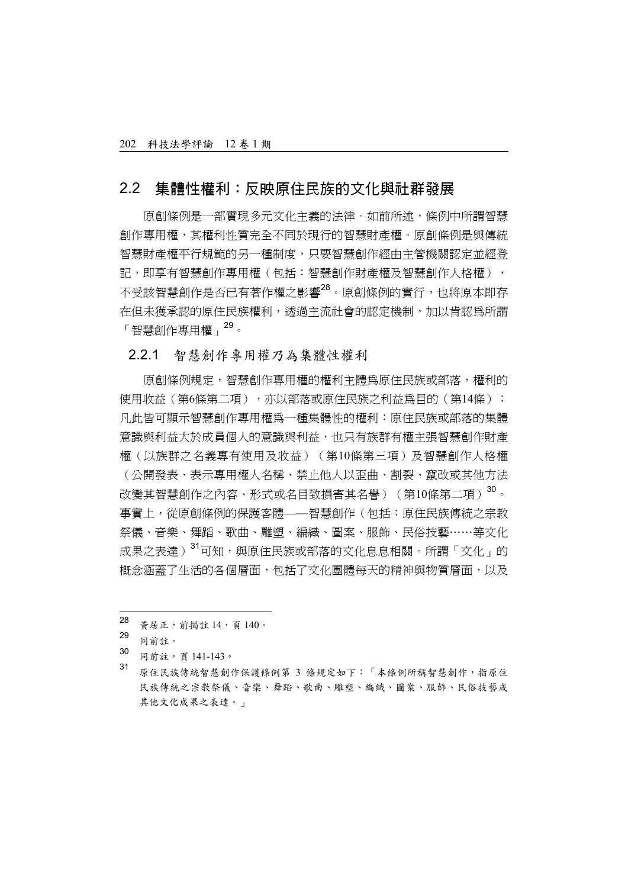## 2.2 集體性權利：反映原住民族的文化與社群發展

原創條例是一部實現多元文化主義的法律。如前所述，條例中所謂智慧創作專用權，其權利性質完全不同於現行的智慧財產權。原創條例是與傳統智慧財產權平行規範的另一種制度，只要智慧創作經由主管機關認定並經登記，即享有智慧創作專用權（包括：智慧創作財產權及智慧創作人格權），不受該智慧創作是否已有著作權之影響[28]。原創條例的實行，也將原本即存在但未獲承認的原住民族權利，透過主流社會的認定機制，加以肯認為所謂「智慧創作專用權」[29]。

### 2.2.1 智慧創作專用權乃為集體性權利

原創條例規定，智慧創作專用權的權利主體為原住民族或部落，權利的使用收益（第6條第二項），亦以部落或原住民族之利益為目的（第14條）；凡此皆可顯示智慧創作專用權為一種集體性的權利：原住民族或部落的集體意識與利益大於成員個人的意識與利益，也只有族群有權主張智慧創作財產權（以族群之名義專有使用及收益）（第10條第三項）及智慧創作人格權（公開發表、表示專用權人名稱、禁止他人以歪曲、割裂、竄改或其他方法改變其智慧創作之內容、形式或名目致損害其名譽）（第10條第二項）[30]。事實上，從原創條例的保護客體——智慧創作（包括：原住民族傳統之宗教祭儀、音樂、舞蹈、歌曲、雕塑、編織、圖案、服飾、民俗技藝……等文化成果之表達）[31]可知，與原住民族或部落的文化息息相關。所謂「文化」的概念涵蓋了生活的各個層面，包括了文化團體每天的精神與物質層面，以及

---

[28] 黃居正，前揭註 14，頁 140。

[29] 同前註。

[30] 同前註，頁 141-143。

[31] 原住民族傳統智慧創作保護條例第 3 條規定如下：「本條例所稱智慧創作，指原住民族傳統之宗教祭儀、音樂、舞蹈、歌曲、雕塑、編織、圖案、服飾、民俗技藝或其他文化成果之表達。」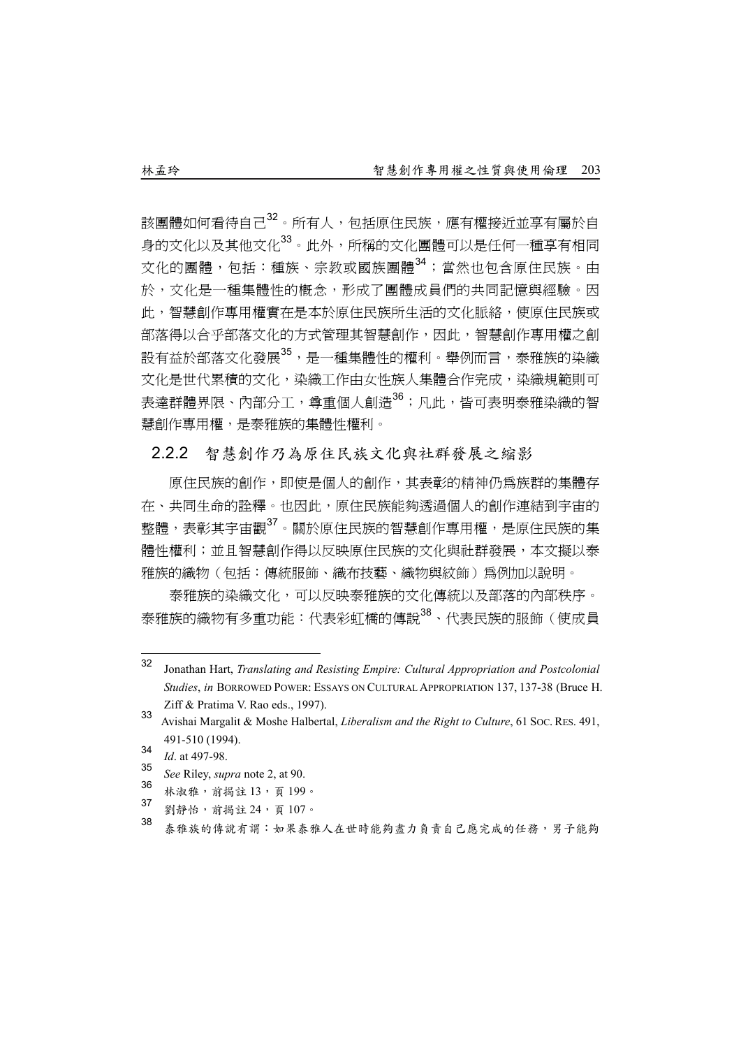該團體如何看待自己[32]。所有人，包括原住民族，應有權接近並享有屬於自身的文化以及其他文化[33]。此外，所稱的文化團體可以是任何一種享有相同文化的團體，包括：種族、宗教或國族團體[34]；當然也包含原住民族。由於，文化是一種集體性的概念，形成了團體成員們的共同記憶與經驗。因此，智慧創作專用權實在是本於原住民族所生活的文化脈絡，使原住民族或部落得以合乎部落文化的方式管理其智慧創作，因此，智慧創作專用權之創設有益於部落文化發展[35]，是一種集體性的權利。舉例而言，泰雅族的染織文化是世代累積的文化，染織工作由女性族人集體合作完成，染織規範則可表達群體界限、內部分工，尊重個人創造[36]；凡此，皆可表明泰雅染織的智慧創作專用權，是泰雅族的集體性權利。

### 2.2.2 智慧創作乃為原住民族文化與社群發展之縮影

原住民族的創作，即使是個人的創作，其表彰的精神仍為族群的集體存在、共同生命的詮釋。也因此，原住民族能夠透過個人的創作連結到宇宙的整體，表彰其宇宙觀[37]。關於原住民族的智慧創作專用權，是原住民族的集體性權利；並且智慧創作得以反映原住民族的文化與社群發展，本文擬以泰雅族的織物（包括：傳統服飾、織布技藝、織物與紋飾）為例加以說明。

泰雅族的染織文化，可以反映泰雅族的文化傳統以及部落的內部秩序。泰雅族的織物有多重功能：代表彩虹橋的傳說[38]、代表民族的服飾（使成員

---

[32] Jonathan Hart, *Translating and Resisting Empire: Cultural Appropriation and Postcolonial Studies*, *in* BORROWED POWER: ESSAYS ON CULTURAL APPROPRIATION 137, 137-38 (Bruce H. Ziff & Pratima V. Rao eds., 1997).

[33] Avishai Margalit & Moshe Halbertal, *Liberalism and the Right to Culture*, 61 SOC. RES. 491, 491-510 (1994).

[34] *Id*. at 497-98.

[35] *See* Riley, *supra* note 2, at 90.

[36] 林淑雅，前揭註 13，頁 199。

[37] 劉靜怡，前揭註 24，頁 107。

[38] 泰雅族的傳說有謂：如果泰雅人在世時能夠盡力負責自己應完成的任務，男子能夠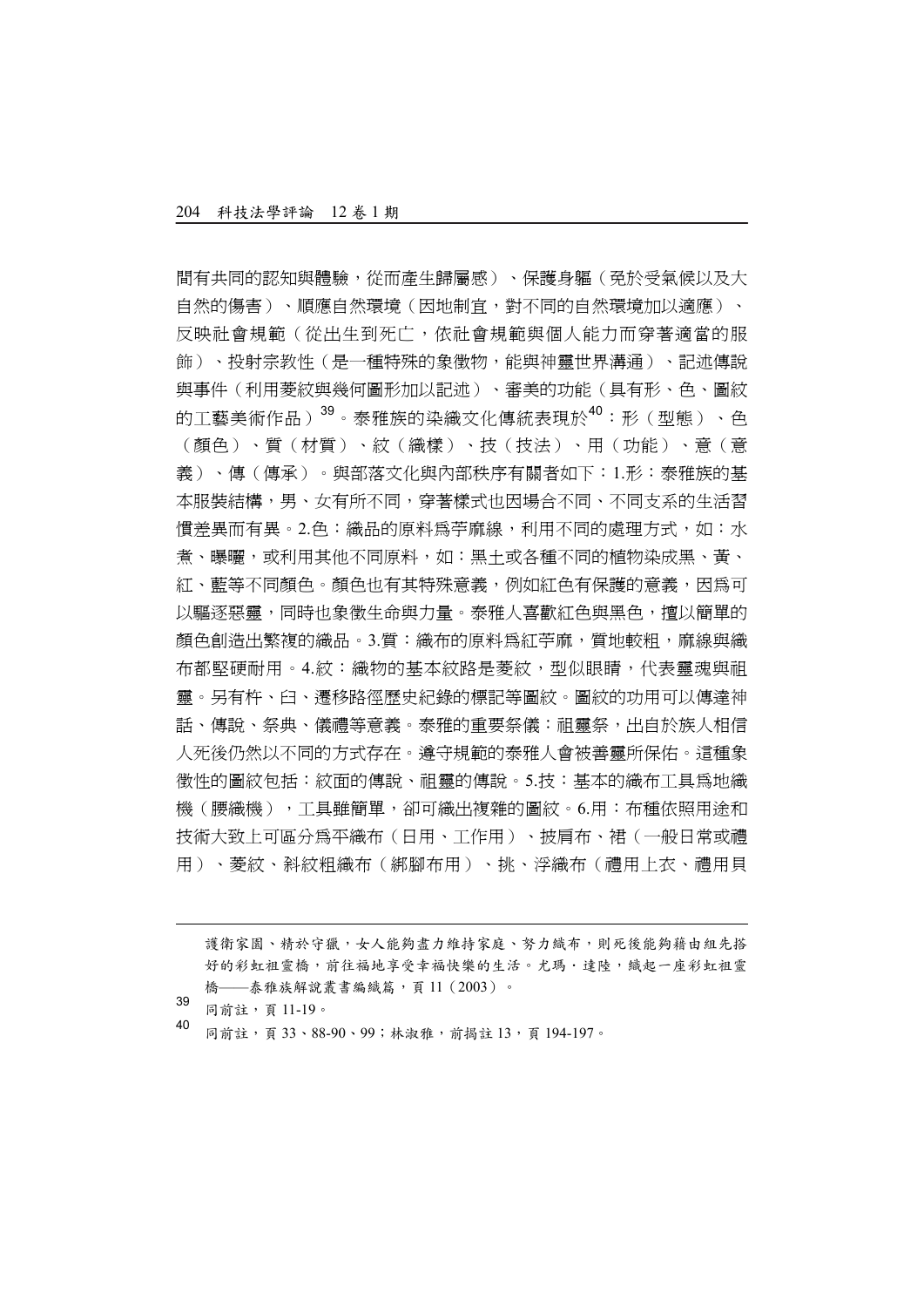間有共同的認知與體驗，從而產生歸屬感）、保護身軀（免於受氣候以及大自然的傷害）、順應自然環境（因地制宜，對不同的自然環境加以適應）、反映社會規範（從出生到死亡，依社會規範與個人能力而穿著適當的服飾）、投射宗教性（是一種特殊的象徵物，能與神靈世界溝通）、記述傳說與事件（利用菱紋與幾何圖形加以記述）、審美的功能（具有形、色、圖紋的工藝美術作品）[39]。泰雅族的染織文化傳統表現於[40]：形（型態）、色（顏色）、質（材質）、紋（織樣）、技（技法）、用（功能）、意（意義）、傳（傳承）。與部落文化與內部秩序有關者如下：1.形：泰雅族的基本服裝結構，男、女有所不同，穿著樣式也因場合不同、不同支系的生活習慣差異而有異。2.色：織品的原料爲苧麻線，利用不同的處理方式，如：水煮、曝曬，或利用其他不同原料，如：黑土或各種不同的植物染成黑、黃、紅、藍等不同顏色。顏色也有其特殊意義，例如紅色有保護的意義，因爲可以驅逐惡靈，同時也象徵生命與力量。泰雅人喜歡紅色與黑色，擅以簡單的顏色創造出繁複的織品。3.質：織布的原料爲紅苧麻，質地較粗，麻線與織布都堅硬耐用。4.紋：織物的基本紋路是菱紋，型似眼睛，代表靈魂與祖靈。另有杵、臼、遷移路徑歷史紀錄的標記等圖紋。圖紋的功用可以傳達神話、傳說、祭典、儀禮等意義。泰雅的重要祭儀：祖靈祭，出自於族人相信人死後仍然以不同的方式存在。遵守規範的泰雅人會被善靈所保佑。這種象徵性的圖紋包括：紋面的傳說、祖靈的傳說。5.技：基本的織布工具爲地織機（腰織機），工具雖簡單，卻可織出複雜的圖紋。6.用：布種依照用途和技術大致上可區分爲平織布（日用、工作用）、披肩布、裙（一般日常或禮用）、菱紋、斜紋粗織布（綁腳布用）、挑、浮織布（禮用上衣、禮用貝

---

護衛家園、精於守獵，女人能夠盡力維持家庭、努力織布，則死後能夠藉由組先搭好的彩虹祖靈橋，前往福地享受幸福快樂的生活。尤瑪．達陸，織起一座彩虹祖靈橋——泰雅族解說叢書編織篇，頁 11（2003）。

[39] 同前註，頁 11-19。

[40] 同前註，頁 33、88-90、99；林淑雅，前揭註 13，頁 194-197。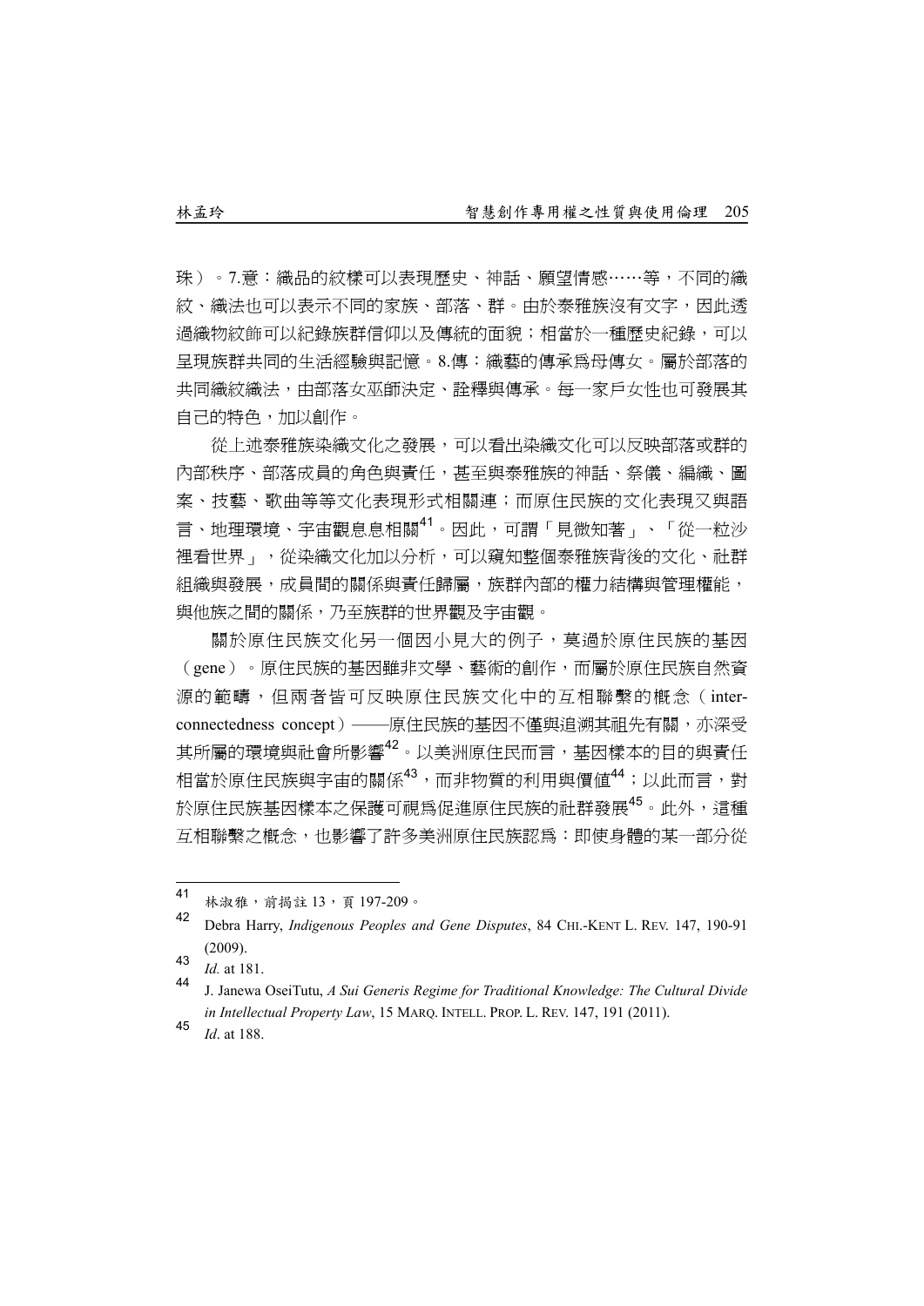珠）。7.意：織品的紋樣可以表現歷史、神話、願望情感……等，不同的織紋、織法也可以表示不同的家族、部落、群。由於泰雅族沒有文字，因此透過織物紋飾可以紀錄族群信仰以及傳統的面貌；相當於一種歷史紀錄，可以呈現族群共同的生活經驗與記憶。8.傳：織藝的傳承爲母傳女。屬於部落的共同織紋織法，由部落女巫師決定、詮釋與傳承。每一家戶女性也可發展其自己的特色，加以創作。

從上述泰雅族染織文化之發展，可以看出染織文化可以反映部落或群的內部秩序、部落成員的角色與責任，甚至與泰雅族的神話、祭儀、編織、圖案、技藝、歌曲等等文化表現形式相關連；而原住民族的文化表現又與語言、地理環境、宇宙觀息息相關[41]。因此，可謂「見微知著」、「從一粒沙裡看世界」，從染織文化加以分析，可以窺知整個泰雅族背後的文化、社群組織與發展，成員間的關係與責任歸屬，族群內部的權力結構與管理權能，與他族之間的關係，乃至族群的世界觀及宇宙觀。

關於原住民族文化另一個因小見大的例子，莫過於原住民族的基因（gene）。原住民族的基因雖非文學、藝術的創作，而屬於原住民族自然資源的範疇，但兩者皆可反映原住民族文化中的互相聯繫的概念（inter-connectedness concept）——原住民族的基因不僅與追溯其祖先有關，亦深受其所屬的環境與社會所影響[42]。以美洲原住民而言，基因樣本的目的與責任相當於原住民族與宇宙的關係[43]，而非物質的利用與價值[44]；以此而言，對於原住民族基因樣本之保護可視爲促進原住民族的社群發展[45]。此外，這種互相聯繫之概念，也影響了許多美洲原住民族認爲：即使身體的某一部分從

---

[41] 林淑雅，前揭註 13，頁 197-209。

[42] Debra Harry, *Indigenous Peoples and Gene Disputes*, 84 CHI.-KENT L. REV. 147, 190-91 (2009).

[43] *Id.* at 181.

[44] J. Janewa OseiTutu, *A Sui Generis Regime for Traditional Knowledge: The Cultural Divide in Intellectual Property Law*, 15 MARQ. INTELL. PROP. L. REV. 147, 191 (2011).

[45] *Id*. at 188.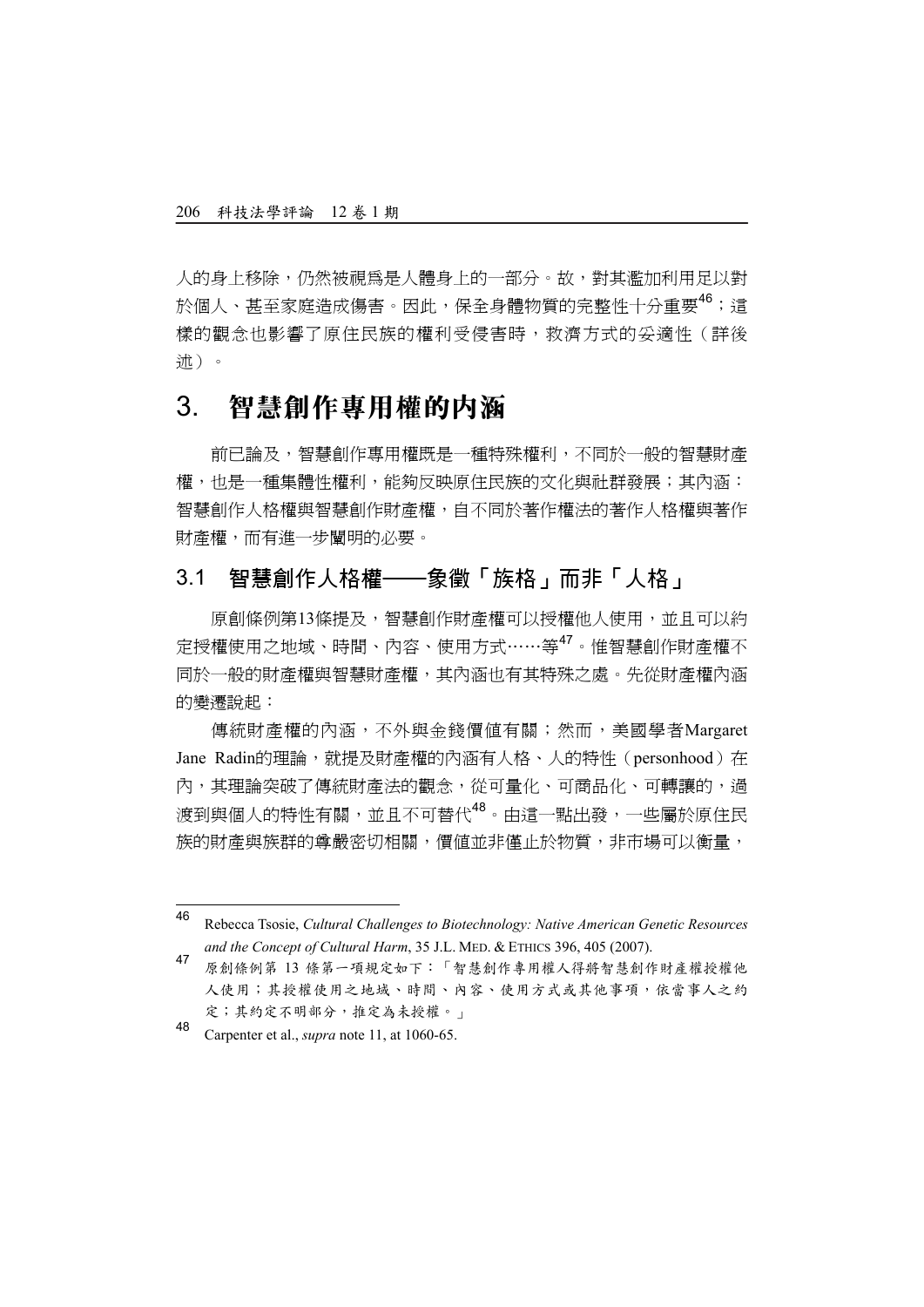人的身上移除，仍然被視爲是人體身上的一部分。故，對其濫加利用足以對於個人、甚至家庭造成傷害。因此，保全身體物質的完整性十分重要[46]；這樣的觀念也影響了原住民族的權利受侵害時，救濟方式的妥適性（詳後述）。

## 3. 智慧創作專用權的內涵

前已論及，智慧創作專用權既是一種特殊權利，不同於一般的智慧財產權，也是一種集體性權利，能夠反映原住民族的文化與社群發展；其內涵：智慧創作人格權與智慧創作財產權，自不同於著作權法的著作人格權與著作財產權，而有進一步闡明的必要。

### 3.1 智慧創作人格權──象徵「族格」而非「人格」

原創條例第13條提及，智慧創作財產權可以授權他人使用，並且可以約定授權使用之地域、時間、內容、使用方式……等[47]。惟智慧創作財產權不同於一般的財產權與智慧財產權，其內涵也有其特殊之處。先從財產權內涵的變遷說起：

傳統財產權的內涵，不外與金錢價值有關；然而，美國學者Margaret Jane Radin的理論，就提及財產權的內涵有人格、人的特性（personhood）在內，其理論突破了傳統財產法的觀念，從可量化、可商品化、可轉讓的，過渡到與個人的特性有關，並且不可替代[48]。由這一點出發，一些屬於原住民族的財產與族群的尊嚴密切相關，價值並非僅止於物質，非市場可以衡量，

---

[46] Rebecca Tsosie, *Cultural Challenges to Biotechnology: Native American Genetic Resources and the Concept of Cultural Harm*, 35 J.L. MED. & ETHICS 396, 405 (2007).

[47] 原創條例第 13 條第一項規定如下：「智慧創作專用權人得將智慧創作財產權授權他人使用；其授權使用之地域、時間、內容、使用方式或其他事項，依當事人之約定；其約定不明部分，推定為未授權。」

[48] Carpenter et al., *supra* note 11, at 1060-65.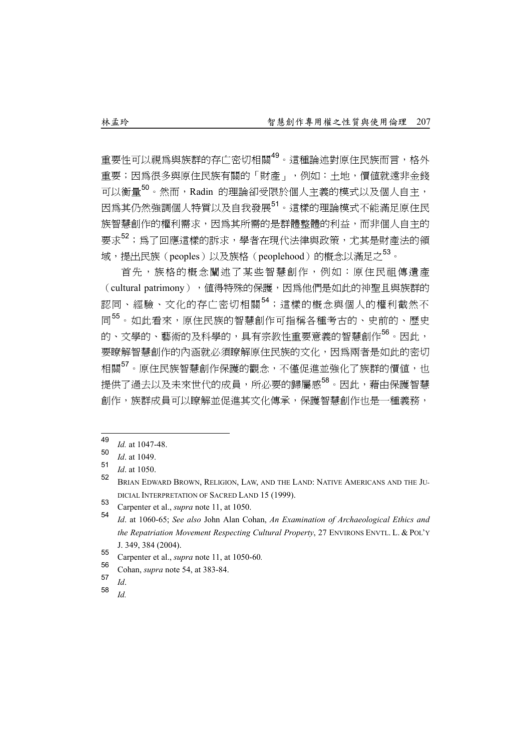重要性可以視爲與族群的存亡密切相關[49]。這種論述對原住民族而言，格外重要；因爲很多與原住民族有關的「財產」，例如：土地，價值就遠非金錢可以衡量[50]。然而，Radin 的理論卻受限於個人主義的模式以及個人自主，因爲其仍然強調個人特質以及自我發展[51]。這樣的理論模式不能滿足原住民族智慧創作的權利需求，因爲其所需的是群體整體的利益，而非個人自主的要求[52]；爲了回應這樣的訴求，學者在現代法律與政策，尤其是財產法的領域，提出民族（peoples）以及族格（peoplehood）的概念以滿足之[53]。

首先，族格的概念闡述了某些智慧創作，例如：原住民祖傳遺產（cultural patrimony），值得特殊的保護，因爲他們是如此的神聖且與族群的認同、經驗、文化的存亡密切相關[54]；這樣的概念與個人的權利截然不同[55]。如此看來，原住民族的智慧創作可指稱各種考古的、史前的、歷史的、文學的、藝術的及科學的，具有宗教性重要意義的智慧創作[56]。因此，要瞭解智慧創作的內涵就必須瞭解原住民族的文化，因爲兩者是如此的密切相關[57]。原住民族智慧創作保護的觀念，不僅促進並強化了族群的價值，也提供了過去以及未來世代的成員，所必要的歸屬感[58]。因此，藉由保護智慧創作，族群成員可以瞭解並促進其文化傳承，保護智慧創作也是一種義務，

---

49 *Id.* at 1047-48.

50 *Id*. at 1049.

51 *Id*. at 1050.

52 BRIAN EDWARD BROWN, RELIGION, LAW, AND THE LAND: NATIVE AMERICANS AND THE JUDICIAL INTERPRETATION OF SACRED LAND 15 (1999).

53 Carpenter et al., *supra* note 11, at 1050.

54 *Id*. at 1060-65; *See also* John Alan Cohan, *An Examination of Archaeological Ethics and the Repatriation Movement Respecting Cultural Property*, 27 ENVIRONS ENVTL. L. & POL'Y J. 349, 384 (2004).

55 Carpenter et al., *supra* note 11, at 1050-60.

56 Cohan, *supra* note 54, at 383-84.

57 *Id*.

58 *Id.*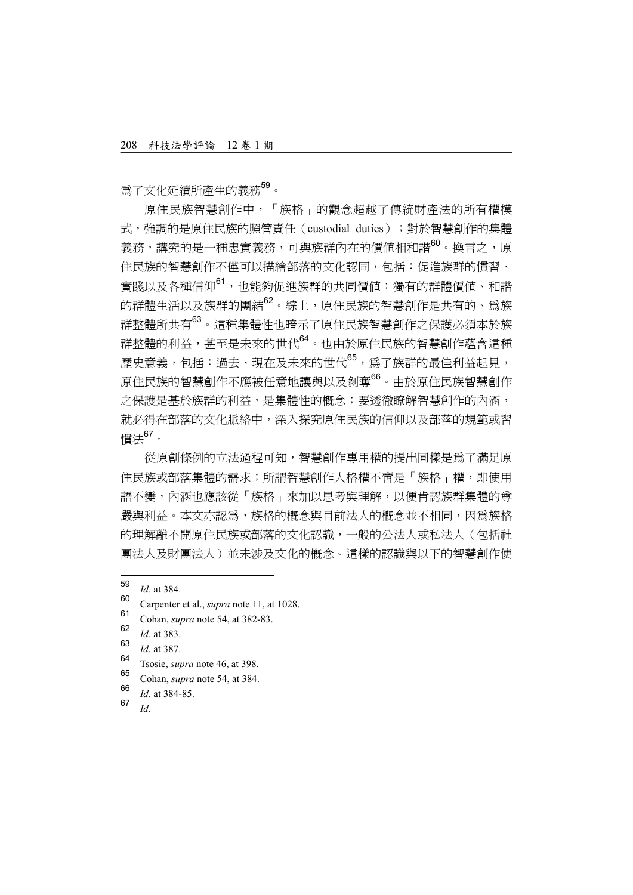爲了文化延續所產生的義務[59]。

原住民族智慧創作中，「族格」的觀念超越了傳統財產法的所有權模式，強調的是原住民族的照管責任（custodial duties）；對於智慧創作的集體義務，講究的是一種忠實義務，可與族群內在的價值相和諧[60]。換言之，原住民族的智慧創作不僅可以描繪部落的文化認同，包括：促進族群的慣習、實踐以及各種信仰[61]，也能夠促進族群的共同價值：獨有的群體價值、和諧的群體生活以及族群的團結[62]。綜上，原住民族的智慧創作是共有的、爲族群整體所共有[63]。這種集體性也暗示了原住民族智慧創作之保護必須本於族群整體的利益，甚至是未來的世代[64]。也由於原住民族的智慧創作蘊含這種歷史意義，包括：過去、現在及未來的世代[65]，爲了族群的最佳利益起見，原住民族的智慧創作不應被任意地讓與以及剝奪[66]。由於原住民族智慧創作之保護是基於族群的利益，是集體性的概念；要透徹瞭解智慧創作的內涵，就必得在部落的文化脈絡中，深入探究原住民族的信仰以及部落的規範或習慣法[67]。

從原創條例的立法過程可知，智慧創作專用權的提出同樣是爲了滿足原住民族或部落集體的需求；所謂智慧創作人格權不啻是「族格」權，即使用語不變，內涵也應該從「族格」來加以思考與理解，以便肯認族群集體的尊嚴與利益。本文亦認爲，族格的概念與目前法人的概念並不相同，因爲族格的理解離不開原住民族或部落的文化認識，一般的公法人或私法人（包括社團法人及財團法人）並未涉及文化的概念。這樣的認識與以下的智慧創作使

---

59 *Id.* at 384.

60 Carpenter et al., *supra* note 11, at 1028.

61 Cohan, *supra* note 54, at 382-83.

62 *Id.* at 383.

63 *Id*. at 387.

64 Tsosie, *supra* note 46, at 398.

65 Cohan, *supra* note 54, at 384.

66 *Id.* at 384-85.

67 *Id.*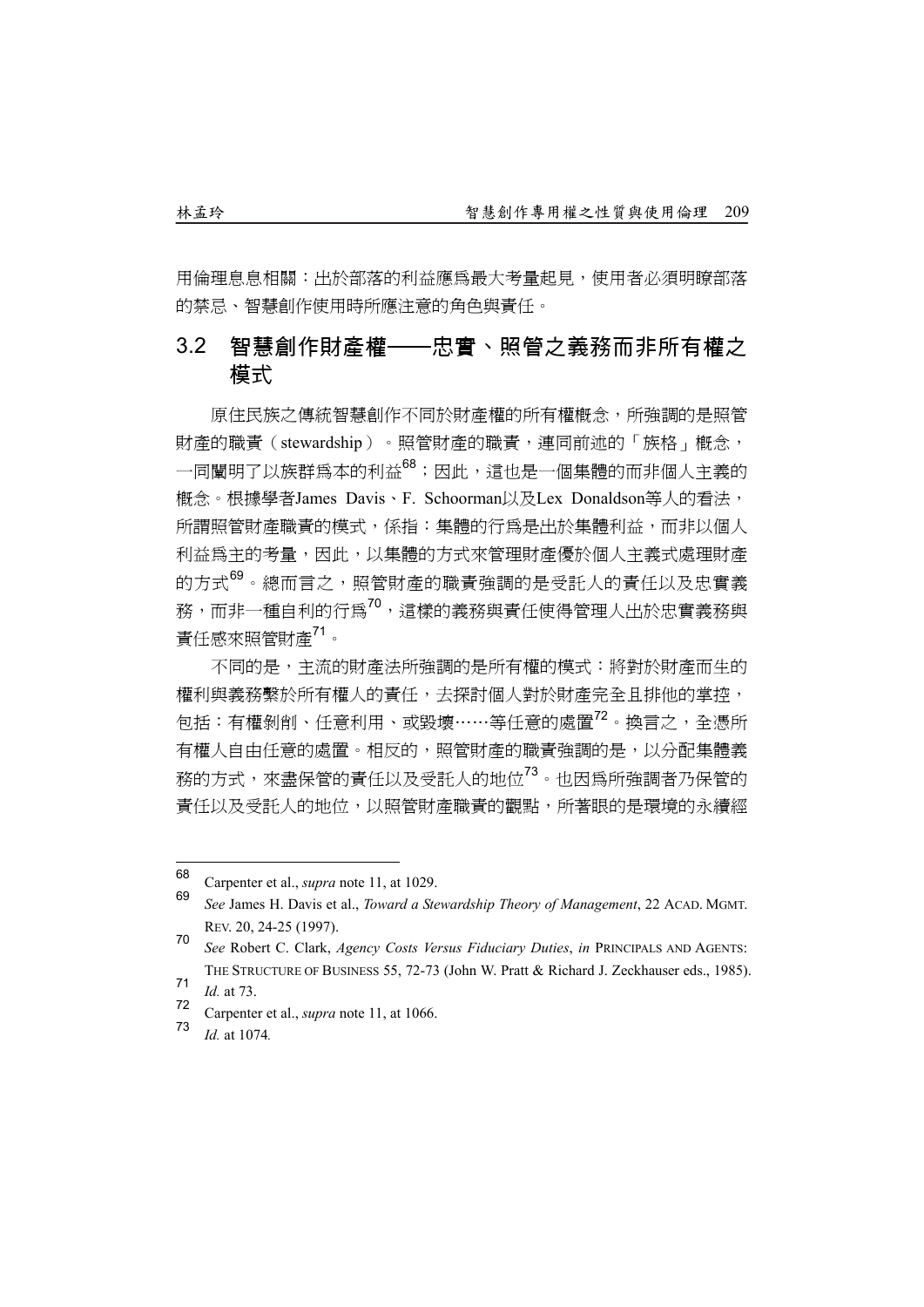用倫理息息相關：出於部落的利益應爲最大考量起見，使用者必須明瞭部落的禁忌、智慧創作使用時所應注意的角色與責任。

## 3.2 智慧創作財產權——忠實、照管之義務而非所有權之模式

原住民族之傳統智慧創作不同於財產權的所有權概念，所強調的是照管財產的職責（stewardship）。照管財產的職責，連同前述的「族格」概念，一同闡明了以族群爲本的利益[68]；因此，這也是一個集體的而非個人主義的概念。根據學者James Davis、F. Schoorman以及Lex Donaldson等人的看法，所謂照管財產職責的模式，係指：集體的行爲是出於集體利益，而非以個人利益爲主的考量，因此，以集體的方式來管理財產優於個人主義式處理財產的方式[69]。總而言之，照管財產的職責強調的是受託人的責任以及忠實義務，而非一種自利的行爲[70]，這樣的義務與責任使得管理人出於忠實義務與責任感來照管財產[71]。

不同的是，主流的財產法所強調的是所有權的模式：將對於財產而生的權利與義務繫於所有權人的責任，去探討個人對於財產完全且排他的掌控，包括：有權剝削、任意利用、或毀壞……等任意的處置[72]。換言之，全憑所有權人自由任意的處置。相反的，照管財產的職責強調的是，以分配集體義務的方式，來盡保管的責任以及受託人的地位[73]。也因爲所強調者乃保管的責任以及受託人的地位，以照管財產職責的觀點，所著眼的是環境的永續經

---

[68] Carpenter et al., *supra* note 11, at 1029.

[69] *See* James H. Davis et al., *Toward a Stewardship Theory of Management*, 22 ACAD. MGMT. REV. 20, 24-25 (1997).

[70] *See* Robert C. Clark, *Agency Costs Versus Fiduciary Duties*, *in* PRINCIPALS AND AGENTS: THE STRUCTURE OF BUSINESS 55, 72-73 (John W. Pratt & Richard J. Zeckhauser eds., 1985).

[71] *Id.* at 73.

[72] Carpenter et al., *supra* note 11, at 1066.

[73] *Id.* at 1074.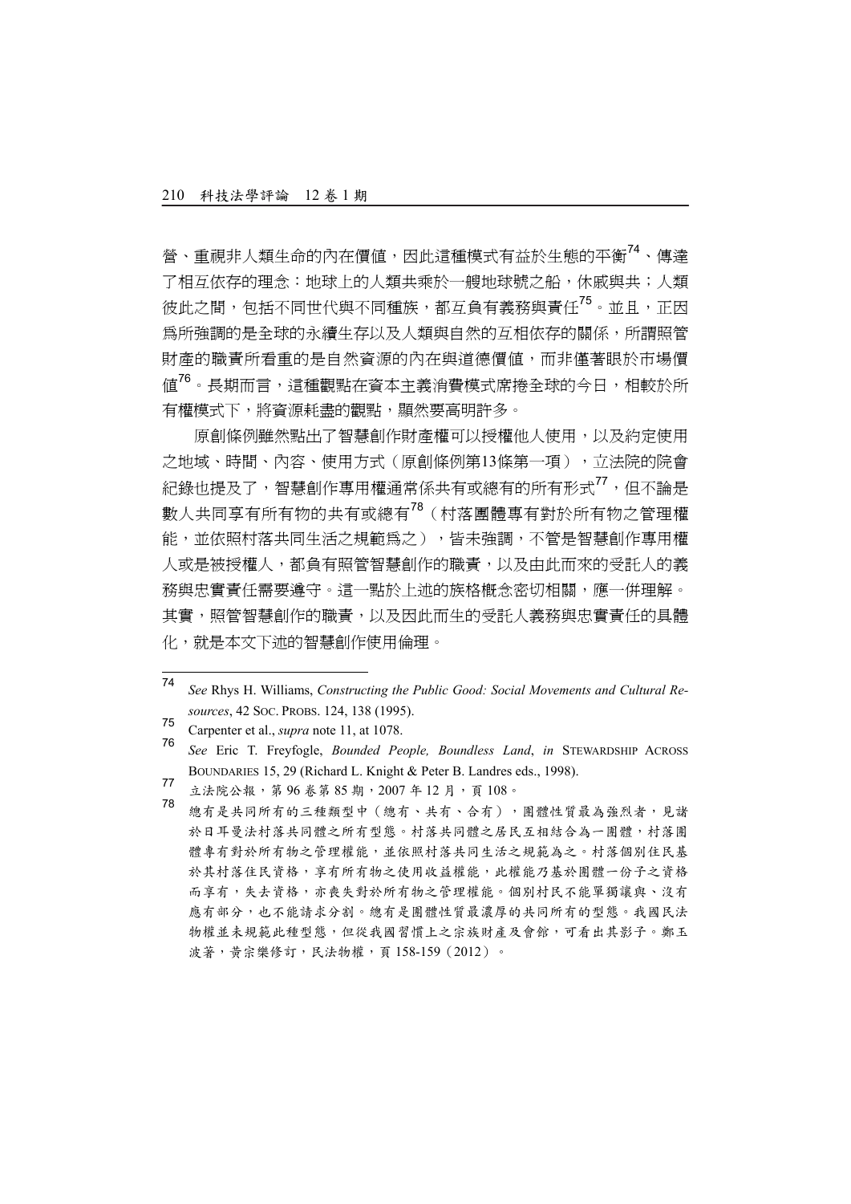營、重視非人類生命的內在價值，因此這種模式有益於生態的平衡[74]、傳達了相互依存的理念：地球上的人類共乘於一艘地球號之船，休戚與共；人類彼此之間，包括不同世代與不同種族，都互負有義務與責任[75]。並且，正因為所強調的是全球的永續生存以及人類與自然的互相依存的關係，所謂照管財產的職責所看重的是自然資源的內在與道德價值，而非僅著眼於市場價值[76]。長期而言，這種觀點在資本主義消費模式席捲全球的今日，相較於所有權模式下，將資源耗盡的觀點，顯然要高明許多。

原創條例雖然點出了智慧創作財產權可以授權他人使用，以及約定使用之地域、時間、內容、使用方式（原創條例第13條第一項），立法院的院會紀錄也提及了，智慧創作專用權通常係共有或總有的所有形式[77]，但不論是數人共同享有所有物的共有或總有[78]（村落團體專有對於所有物之管理權能，並依照村落共同生活之規範為之），皆未強調，不管是智慧創作專用權人或是被授權人，都負有照管智慧創作的職責，以及由此而來的受託人的義務與忠實責任需要遵守。這一點於上述的族格概念密切相關，應一併理解。其實，照管智慧創作的職責，以及因此而生的受託人義務與忠實責任的具體化，就是本文下述的智慧創作使用倫理。

---

[74] *See* Rhys H. Williams, *Constructing the Public Good: Social Movements and Cultural Resources*, 42 SOC. PROBS. 124, 138 (1995).

[75] Carpenter et al., *supra* note 11, at 1078.

[76] *See* Eric T. Freyfogle, *Bounded People, Boundless Land*, *in* STEWARDSHIP ACROSS BOUNDARIES 15, 29 (Richard L. Knight & Peter B. Landres eds., 1998).

[77] 立法院公報，第96卷第85期，2007年12月，頁108。

[78] 總有是共同所有的三種類型中（總有、共有、合有），團體性質最為強烈者，見諸於日耳曼法村落共同體之所有型態。村落共同體之居民互相結合為一團體，村落團體專有對於所有物之管理權能，並依照村落共同生活之規範為之。村落個別住民基於其村落住民資格，享有所有物之使用收益權能，此權能乃基於團體一份子之資格而享有，失去資格，亦喪失對於所有物之管理權能。個別村民不能單獨讓與、沒有應有部分，也不能請求分割。總有是團體性質最濃厚的共同所有的型態。我國民法物權並未規範此種型態，但從我國習慣上之宗族財產及會館，可看出其影子。鄭玉波著，黃宗樂修訂，民法物權，頁158-159（2012）。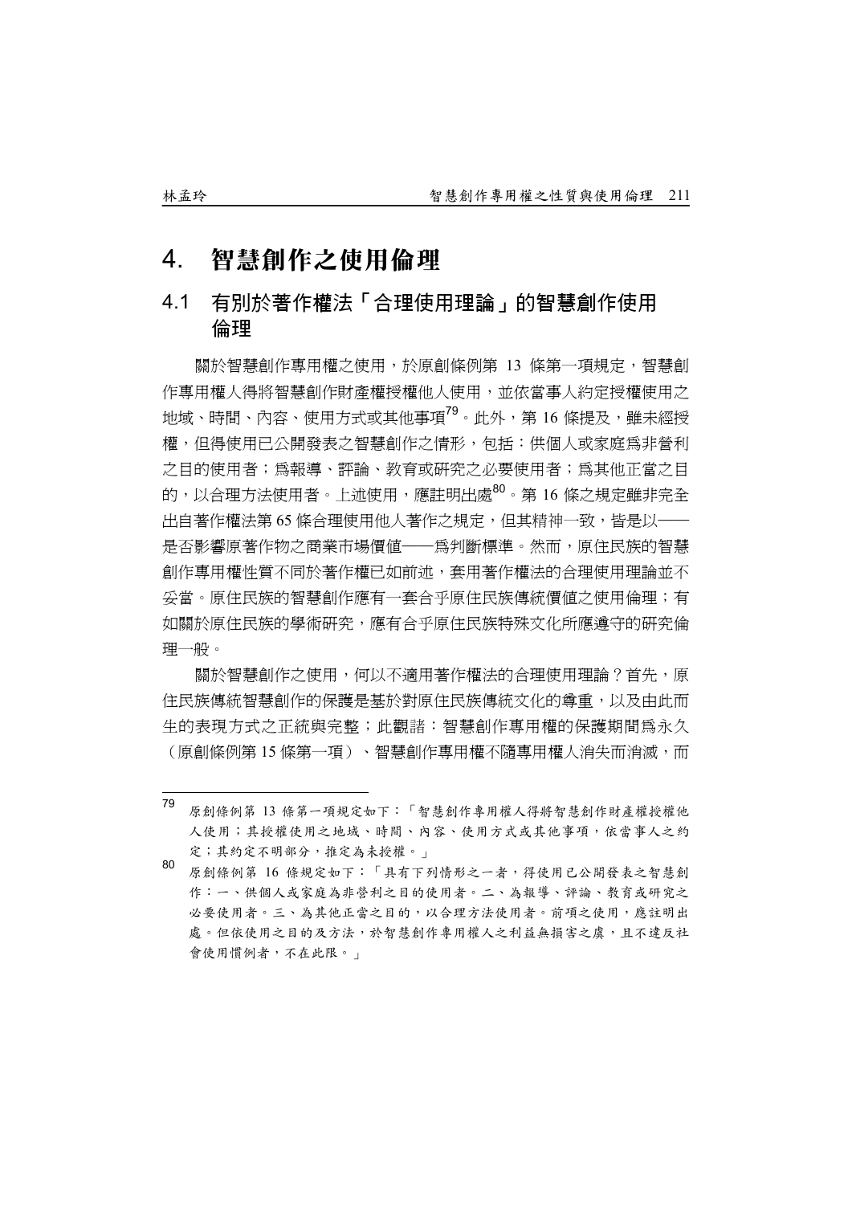# 4. 智慧創作之使用倫理

## 4.1 有別於著作權法「合理使用理論」的智慧創作使用倫理

關於智慧創作專用權之使用，於原創條例第 13 條第一項規定，智慧創作專用權人得將智慧創作財產權授權他人使用，並依當事人約定授權使用之地域、時間、內容、使用方式或其他事項[79]。此外，第 16 條提及，雖未經授權，但得使用已公開發表之智慧創作之情形，包括：供個人或家庭為非營利之目的使用者；為報導、評論、教育或研究之必要使用者；為其他正當之目的，以合理方法使用者。上述使用，應註明出處[80]。第 16 條之規定雖非完全出自著作權法第 65 條合理使用他人著作之規定，但其精神一致，皆是以──是否影響原著作物之商業市場價值──為判斷標準。然而，原住民族的智慧創作專用權性質不同於著作權已如前述，套用著作權法的合理使用理論並不妥當。原住民族的智慧創作應有一套合乎原住民族傳統價值之使用倫理；有如關於原住民族的學術研究，應有合乎原住民族特殊文化所應遵守的研究倫理一般。

關於智慧創作之使用，何以不適用著作權法的合理使用理論？首先，原住民族傳統智慧創作的保護是基於對原住民族傳統文化的尊重，以及由此而生的表現方式之正統與完整；此觀諸：智慧創作專用權的保護期間為永久（原創條例第 15 條第一項）、智慧創作專用權不隨專用權人消失而消滅，而

---

[79] 原創條例第 13 條第一項規定如下：「智慧創作專用權人得將智慧創作財產權授權他人使用；其授權使用之地域、時間、內容、使用方式或其他事項，依當事人之約定；其約定不明部分，推定為未授權。」

[80] 原創條例第 16 條規定如下：「具有下列情形之一者，得使用已公開發表之智慧創作：一、供個人或家庭為非營利之目的使用者。二、為報導、評論、教育或研究之必要使用者。三、為其他正當之目的，以合理方法使用者。前項之使用，應註明出處。但依使用之目的及方法，於智慧創作專用權人之利益無損害之虞，且不違反社會使用慣例者，不在此限。」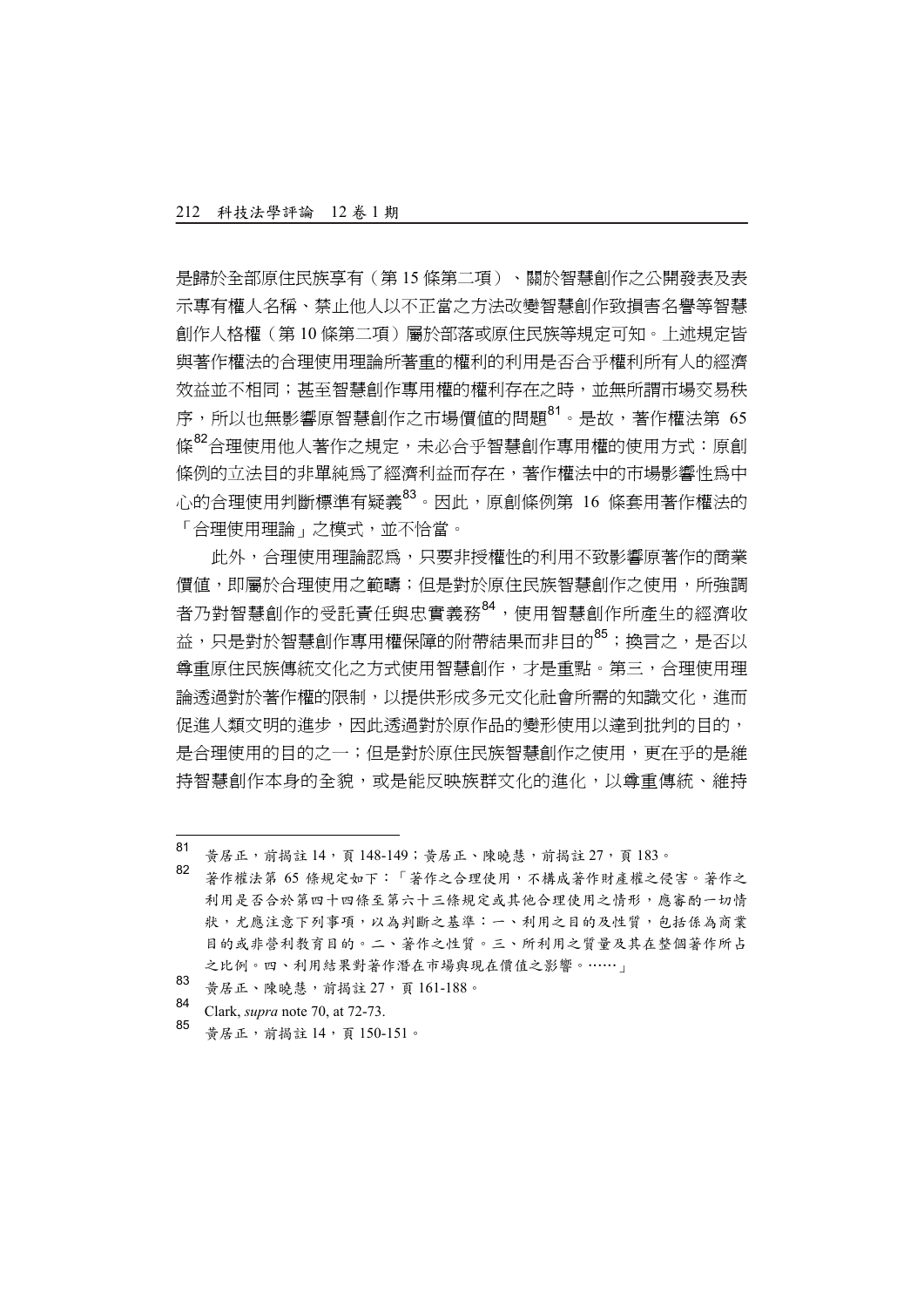是歸於全部原住民族享有（第 15 條第二項）、關於智慧創作之公開發表及表示專有權人名稱、禁止他人以不正當之方法改變智慧創作致損害名譽等智慧創作人格權（第 10 條第二項）屬於部落或原住民族等規定可知。上述規定皆與著作權法的合理使用理論所著重的權利的利用是否合乎權利所有人的經濟效益並不相同；甚至智慧創作專用權的權利存在之時，並無所謂市場交易秩序，所以也無影響原智慧創作之市場價值的問題[81]。是故，著作權法第 65 條[82]合理使用他人著作之規定，未必合乎智慧創作專用權的使用方式：原創條例的立法目的非單純為了經濟利益而存在，著作權法中的市場影響性為中心的合理使用判斷標準有疑義[83]。因此，原創條例第 16 條套用著作權法的「合理使用理論」之模式，並不恰當。

此外，合理使用理論認為，只要非授權性的利用不致影響原著作的商業價值，即屬於合理使用之範疇；但是對於原住民族智慧創作之使用，所強調者乃對智慧創作的受託責任與忠實義務[84]，使用智慧創作所產生的經濟收益，只是對於智慧創作專用權保障的附帶結果而非目的[85]；換言之，是否以尊重原住民族傳統文化之方式使用智慧創作，才是重點。第三，合理使用理論透過對於著作權的限制，以提供形成多元文化社會所需的知識文化，進而促進人類文明的進步，因此透過對於原作品的變形使用以達到批判的目的，是合理使用的目的之一；但是對於原住民族智慧創作之使用，更在乎的是維持智慧創作本身的全貌，或是能反映族群文化的進化，以尊重傳統、維持

---

[81] 黃居正，前揭註 14，頁 148-149；黃居正、陳曉慧，前揭註 27，頁 183。

[82] 著作權法第 65 條規定如下：「著作之合理使用，不構成著作財產權之侵害。著作之利用是否合於第四十四條至第六十三條規定或其他合理使用之情形，應審酌一切情狀，尤應注意下列事項，以為判斷之基準：一、利用之目的及性質，包括係為商業目的或非營利教育目的。二、著作之性質。三、所利用之質量及其在整個著作所占之比例。四、利用結果對著作潛在市場與現在價值之影響。……」

[83] 黃居正、陳曉慧，前揭註 27，頁 161-188。

[84] Clark, *supra* note 70, at 72-73.

[85] 黃居正，前揭註 14，頁 150-151。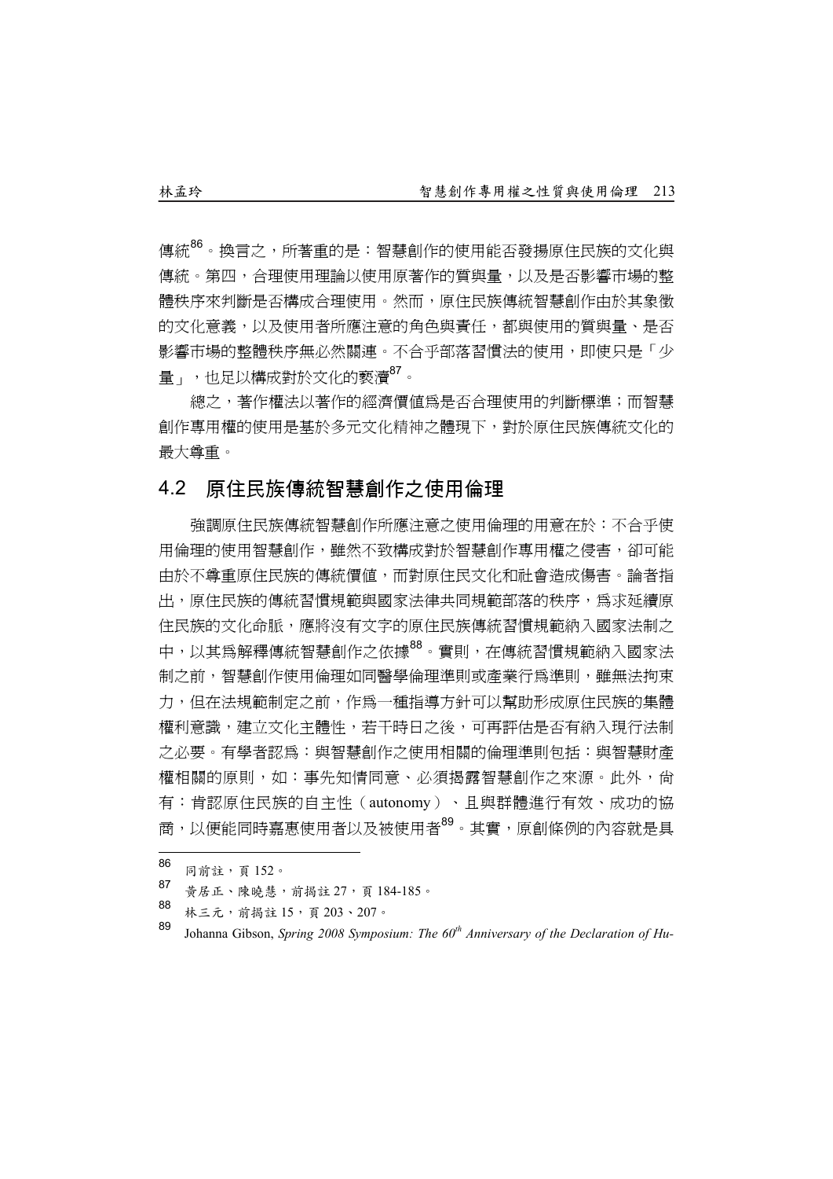傳統[86]。換言之，所著重的是：智慧創作的使用能否發揚原住民族的文化與傳統。第四，合理使用理論以使用原著作的質與量，以及是否影響市場的整體秩序來判斷是否構成合理使用。然而，原住民族傳統智慧創作由於其象徵的文化意義，以及使用者所應注意的角色與責任，都與使用的質與量、是否影響市場的整體秩序無必然關連。不合乎部落習慣法的使用，即使只是「少量」，也足以構成對於文化的褻瀆[87]。

總之，著作權法以著作的經濟價值爲是否合理使用的判斷標準；而智慧創作專用權的使用是基於多元文化精神之體現下，對於原住民族傳統文化的最大尊重。

## 4.2 原住民族傳統智慧創作之使用倫理

強調原住民族傳統智慧創作所應注意之使用倫理的用意在於：不合乎使用倫理的使用智慧創作，雖然不致構成對於智慧創作專用權之侵害，卻可能由於不尊重原住民族的傳統價值，而對原住民文化和社會造成傷害。論者指出，原住民族的傳統習慣規範與國家法律共同規範部落的秩序，爲求延續原住民族的文化命脈，應將沒有文字的原住民族傳統習慣規範納入國家法制之中，以其爲解釋傳統智慧創作之依據[88]。實則，在傳統習慣規範納入國家法制之前，智慧創作使用倫理如同醫學倫理準則或產業行爲準則，雖無法拘束力，但在法規範制定之前，作爲一種指導方針可以幫助形成原住民族的集體權利意識，建立文化主體性，若干時日之後，可再評估是否有納入現行法制之必要。有學者認爲：與智慧創作之使用相關的倫理準則包括：與智慧財產權相關的原則，如：事先知情同意、必須揭露智慧創作之來源。此外，尚有：肯認原住民族的自主性（autonomy）、且與群體進行有效、成功的協商，以便能同時嘉惠使用者以及被使用者[89]。其實，原創條例的內容就是具

---

[86] 同前註，頁 152。

[87] 黄居正、陳曉慧，前揭註 27，頁 184-185。

[88] 林三元，前揭註 15，頁 203、207。

[89] Johanna Gibson, *Spring 2008 Symposium: The 60th Anniversary of the Declaration of Hu-*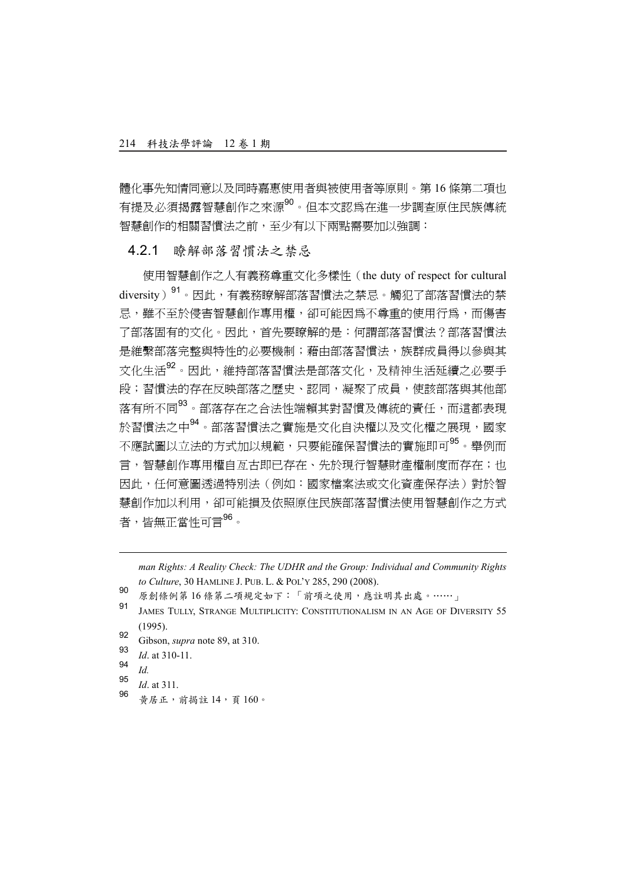體化事先知情同意以及同時嘉惠使用者與被使用者等原則。第 16 條第二項也有提及必須揭露智慧創作之來源[90]。但本文認為在進一步調查原住民族傳統智慧創作的相關習慣法之前，至少有以下兩點需要加以強調：

### 4.2.1 瞭解部落習慣法之禁忌

使用智慧創作之人有義務尊重文化多樣性（the duty of respect for cultural diversity）[91]。因此，有義務瞭解部落習慣法之禁忌。觸犯了部落習慣法的禁忌，雖不至於侵害智慧創作專用權，卻可能因為不尊重的使用行為，而傷害了部落固有的文化。因此，首先要瞭解的是：何謂部落習慣法？部落習慣法是維繫部落完整與特性的必要機制；藉由部落習慣法，族群成員得以參與其文化生活[92]。因此，維持部落習慣法是部落文化，及精神生活延續之必要手段；習慣法的存在反映部落之歷史、認同，凝聚了成員，使該部落與其他部落有所不同[93]。部落存在之合法性端賴其對習慣及傳統的責任，而這都表現於習慣法之中[94]。部落習慣法之實施是文化自決權以及文化權之展現，國家不應試圖以立法的方式加以規範，只要能確保習慣法的實施即可[95]。舉例而言，智慧創作專用權自亙古即已存在、先於現行智慧財產權制度而存在；也因此，任何意圖透過特別法（例如：國家檔案法或文化資產保存法）對於智慧創作加以利用，卻可能損及依照原住民族部落習慣法使用智慧創作之方式者，皆無正當性可言[96]。

---

*man Rights: A Reality Check: The UDHR and the Group: Individual and Community Rights to Culture*, 30 HAMLINE J. PUB. L. & POL'Y 285, 290 (2008).

[90] 原創條例第 16 條第二項規定如下：「前項之使用，應註明其出處。……」

[91] JAMES TULLY, STRANGE MULTIPLICITY: CONSTITUTIONALISM IN AN AGE OF DIVERSITY 55 (1995).

[92] Gibson, *supra* note 89, at 310.

[93] *Id*. at 310-11.

[94] *Id.*

[95] *Id*. at 311.

[96] 黃居正，前揭註 14，頁 160。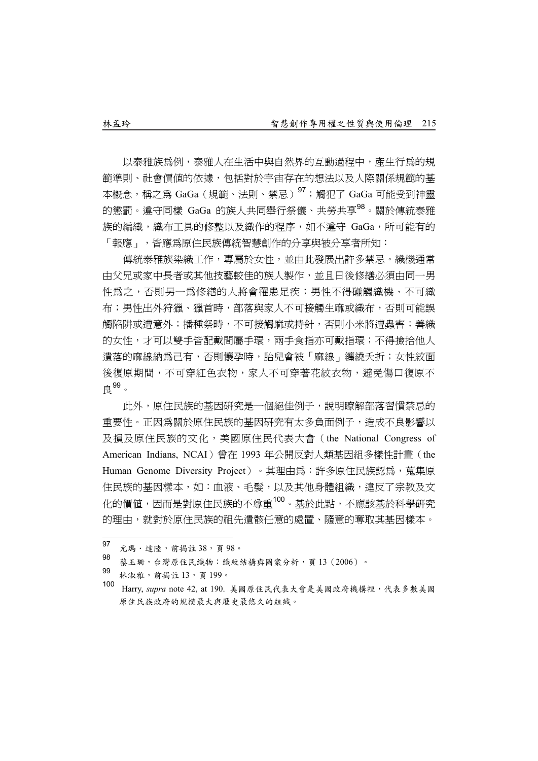以泰雅族爲例，泰雅人在生活中與自然界的互動過程中，產生行爲的規範準則、社會價值的依據，包括對於宇宙存在的想法以及人際關係規範的基本概念，稱之爲 GaGa（規範、法則、禁忌）[97]；觸犯了 GaGa 可能受到神靈的懲罰。遵守同樣 GaGa 的族人共同舉行祭儀、共勞共享[98]。關於傳統泰雅族的編織，織布工具的修整以及織作的程序，如不遵守 GaGa，所可能有的「報應」，皆應爲原住民族傳統智慧創作的分享與被分享者所知：

傳統泰雅族染織工作，專屬於女性，並由此發展出許多禁忌。織機通常由父兄或家中長者或其他技藝較佳的族人製作，並且日後修繕必須由同一男性爲之，否則另一爲修繕的人將會罹患足疾；男性不得碰觸織機、不可織布；男性出外狩獵、獵首時，部落與家人不可接觸生麻或織布，否則可能誤觸陷阱或遭意外；播種祭時，不可接觸麻或持針，否則小米將遭蟲害；善織的女性，才可以雙手皆配戴間屬手環，兩手食指亦可戴指環；不得撿拾他人遺落的麻線納爲己有，否則懷孕時，胎兒會被「麻線」纏繞夭折；女性紋面後復原期間，不可穿紅色衣物，家人不可穿著花紋衣物，避免傷口復原不良[99]。

此外，原住民族的基因研究是一個絕佳例子，說明瞭解部落習慣禁忌的重要性。正因爲關於原住民族的基因研究有太多負面例子，造成不良影響以及損及原住民族的文化，美國原住民代表大會（the National Congress of American Indians, NCAI）曾在 1993 年公開反對人類基因組多樣性計畫（the Human Genome Diversity Project）。其理由爲：許多原住民族認爲，蒐集原住民族的基因樣本，如：血液、毛髮，以及其他身體組織，違反了宗教及文化的價值，因而是對原住民族的不尊重[100]。基於此點，不應該基於科學研究的理由，就對於原住民族的祖先遺骸任意的處置、隨意的奪取其基因樣本。

---

[97] 尤瑪．達陸，前揭註 38，頁 98。

[98] 蔡玉珊，台灣原住民織物：織紋結構與圖案分析，頁 13（2006）。

[99] 林淑雅，前揭註 13，頁 199。

[100] Harry, *supra* note 42, at 190. 美國原住民代表大會是美國政府機構裡，代表多數美國原住民族政府的規模最大與歷史最悠久的組織。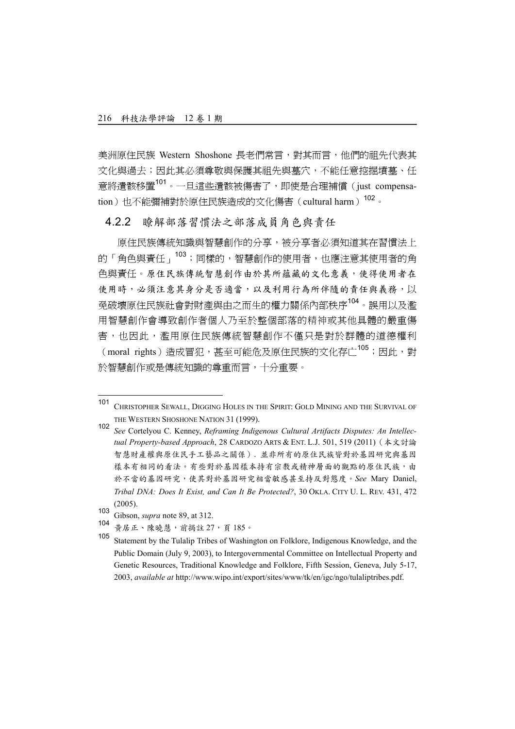美洲原住民族 Western Shoshone 長老們常言，對其而言，他們的祖先代表其文化與過去；因此其必須尊敬與保護其祖先與墓穴，不能任意挖掘墳墓、任意將遺骸移置[101]。一旦這些遺骸被傷害了，即使是合理補償（just compensation）也不能彌補對於原住民族造成的文化傷害（cultural harm）[102]。

### 4.2.2 瞭解部落習慣法之部落成員角色與責任

原住民族傳統知識與智慧創作的分享，被分享者必須知道其在習慣法上的「角色與責任」[103]；同樣的，智慧創作的使用者，也應注意其使用者的角色與責任。原住民族傳統智慧創作由於其所蘊藏的文化意義，使得使用者在使用時，必須注意其身分是否適當，以及利用行為所伴隨的責任與義務，以免破壞原住民族社會對財產與由之而生的權力關係內部秩序[104]。誤用以及濫用智慧創作會導致創作者個人乃至於整個部落的精神或其他具體的嚴重傷害，也因此，濫用原住民族傳統智慧創作不僅只是對於群體的道德權利（moral rights）造成冒犯，甚至可能危及原住民族的文化存亡[105]；因此，對於智慧創作或是傳統知識的尊重而言，十分重要。

---

[101] CHRISTOPHER SEWALL, DIGGING HOLES IN THE SPIRIT: GOLD MINING AND THE SURVIVAL OF THE WESTERN SHOSHONE NATION 31 (1999).

[102] *See* Cortelyou C. Kenney, *Reframing Indigenous Cultural Artifacts Disputes: An Intellectual Property-based Approach*, 28 CARDOZO ARTS & ENT. L.J. 501, 519 (2011)（本文討論智慧財產權與原住民手工藝品之關係）. 並非所有的原住民族皆對於基因研究與基因樣本有相同的看法。有些對於基因樣本持有宗教或精神層面的觀點的原住民族，由於不當的基因研究，使其對於基因研究相當敏感甚至持反對態度。*See* Mary Daniel, *Tribal DNA: Does It Exist, and Can It Be Protected?*, 30 OKLA. CITY U. L. REV. 431, 472 (2005).

[103] Gibson, *supra* note 89, at 312.

[104] 黃居正、陳曉慧，前揭註 27，頁 185。

[105] Statement by the Tulalip Tribes of Washington on Folklore, Indigenous Knowledge, and the Public Domain (July 9, 2003), to Intergovernmental Committee on Intellectual Property and Genetic Resources, Traditional Knowledge and Folklore, Fifth Session, Geneva, July 5-17, 2003, *available at* http://www.wipo.int/export/sites/www/tk/en/igc/ngo/tulaliptribes.pdf.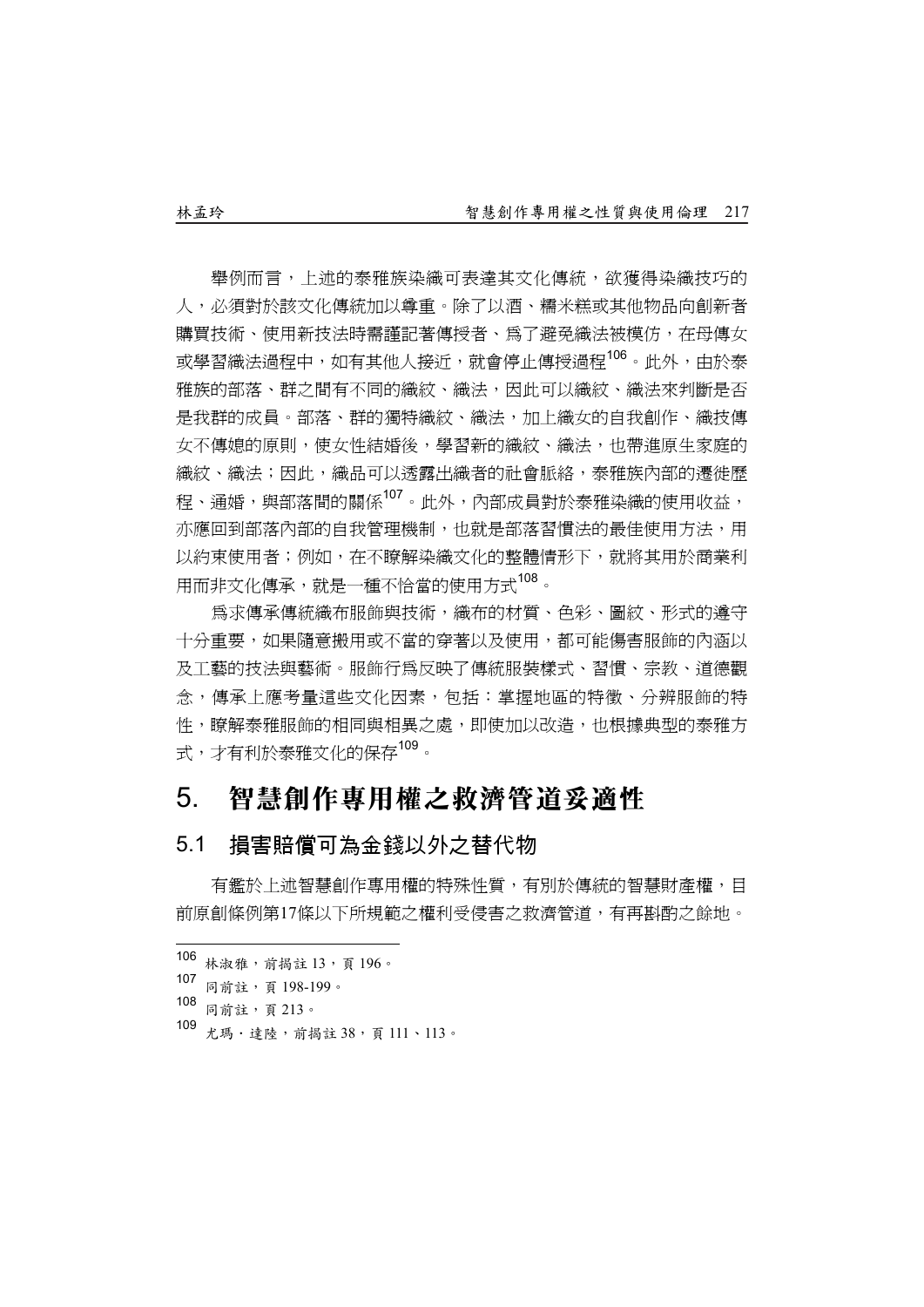舉例而言，上述的泰雅族染織可表達其文化傳統，欲獲得染織技巧的人，必須對於該文化傳統加以尊重。除了以酒、糯米糕或其他物品向創新者購買技術、使用新技法時需謹記著傳授者、為了避免織法被模仿，在母傳女或學習織法過程中，如有其他人接近，就會停止傳授過程[106]。此外，由於泰雅族的部落、群之間有不同的織紋、織法，因此可以織紋、織法來判斷是否是我群的成員。部落、群的獨特織紋、織法，加上織女的自我創作、織技傳女不傳媳的原則，使女性結婚後，學習新的織紋、織法，也帶進原生家庭的織紋、織法；因此，織品可以透露出織者的社會脈絡，泰雅族內部的遷徙歷程、通婚，與部落間的關係[107]。此外，內部成員對於泰雅染織的使用收益，亦應回到部落內部的自我管理機制，也就是部落習慣法的最佳使用方法，用以約束使用者；例如，在不瞭解染織文化的整體情形下，就將其用於商業利用而非文化傳承，就是一種不恰當的使用方式[108]。

為求傳承傳統織布服飾與技術，織布的材質、色彩、圖紋、形式的遵守十分重要，如果隨意搬用或不當的穿著以及使用，都可能傷害服飾的內涵以及工藝的技法與藝術。服飾行為反映了傳統服裝樣式、習慣、宗教、道德觀念，傳承上應考量這些文化因素，包括：掌握地區的特徵、分辨服飾的特性，瞭解泰雅服飾的相同與相異之處，即使加以改造，也根據典型的泰雅方式，才有利於泰雅文化的保存[109]。

# 5. 智慧創作專用權之救濟管道妥適性

## 5.1 損害賠償可為金錢以外之替代物

有鑑於上述智慧創作專用權的特殊性質，有別於傳統的智慧財產權，目前原創條例第17條以下所規範之權利受侵害之救濟管道，有再斟酌之餘地。

---

106 林淑雅，前揭註 13，頁 196。

107 同前註，頁 198-199。

108 同前註，頁 213。

109 尤瑪．達陸，前揭註 38，頁 111、113。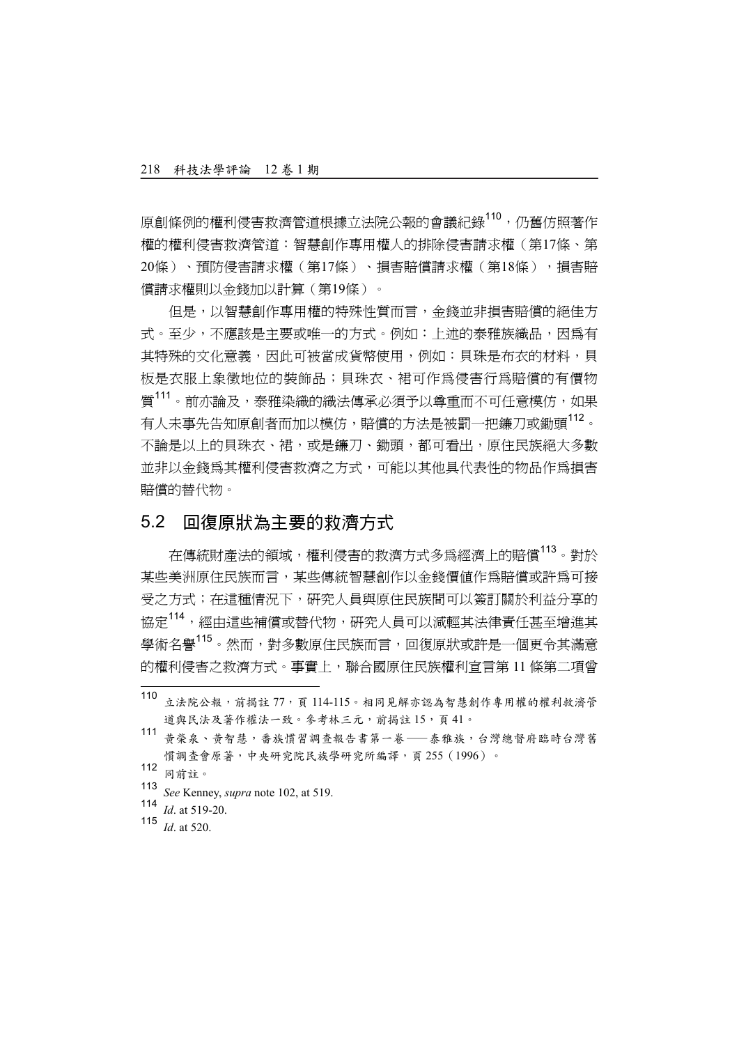原創條例的權利侵害救濟管道根據立法院公報的會議紀錄[110]，仍舊仿照著作權的權利侵害救濟管道：智慧創作專用權人的排除侵害請求權（第17條、第20條）、預防侵害請求權（第17條）、損害賠償請求權（第18條），損害賠償請求權則以金錢加以計算（第19條）。

但是，以智慧創作專用權的特殊性質而言，金錢並非損害賠償的絕佳方式。至少，不應該是主要或唯一的方式。例如：上述的泰雅族織品，因爲有其特殊的文化意義，因此可被當成貨幣使用，例如：貝珠是布衣的材料，貝板是衣服上象徵地位的裝飾品；貝珠衣、裙可作爲侵害行爲賠償的有價物質[111]。前亦論及，泰雅染織的織法傳承必須予以尊重而不可任意模仿，如果有人未事先告知原創者而加以模仿，賠償的方法是被罰一把鐮刀或鋤頭[112]。不論是以上的貝珠衣、裙，或是鐮刀、鋤頭，都可看出，原住民族絕大多數並非以金錢爲其權利侵害救濟之方式，可能以其他具代表性的物品作爲損害賠償的替代物。

## 5.2 回復原狀為主要的救濟方式

在傳統財產法的領域，權利侵害的救濟方式多爲經濟上的賠償[113]。對於某些美洲原住民族而言，某些傳統智慧創作以金錢價值作爲賠償或許爲可接受之方式；在這種情況下，研究人員與原住民族間可以簽訂關於利益分享的協定[114]，經由這些補償或替代物，研究人員可以減輕其法律責任甚至增進其學術名譽[115]。然而，對多數原住民族而言，回復原狀或許是一個更令其滿意的權利侵害之救濟方式。事實上，聯合國原住民族權利宣言第 11 條第二項曾

---

[110] 立法院公報，前揭註 77，頁 114-115。相同見解亦認為智慧創作專用權的權利救濟管道與民法及著作權法一致。參考林三元，前揭註 15，頁 41。

[111] 黄榮泉、黄智慧，番族慣習調查報告書第一卷——泰雅族，台灣總督府臨時台灣舊慣調查會原著，中央研究院民族學研究所編譯，頁 255（1996）。

[112] 同前註。

[113] *See* Kenney, *supra* note 102, at 519.

[114] *Id*. at 519-20.

[115] *Id*. at 520.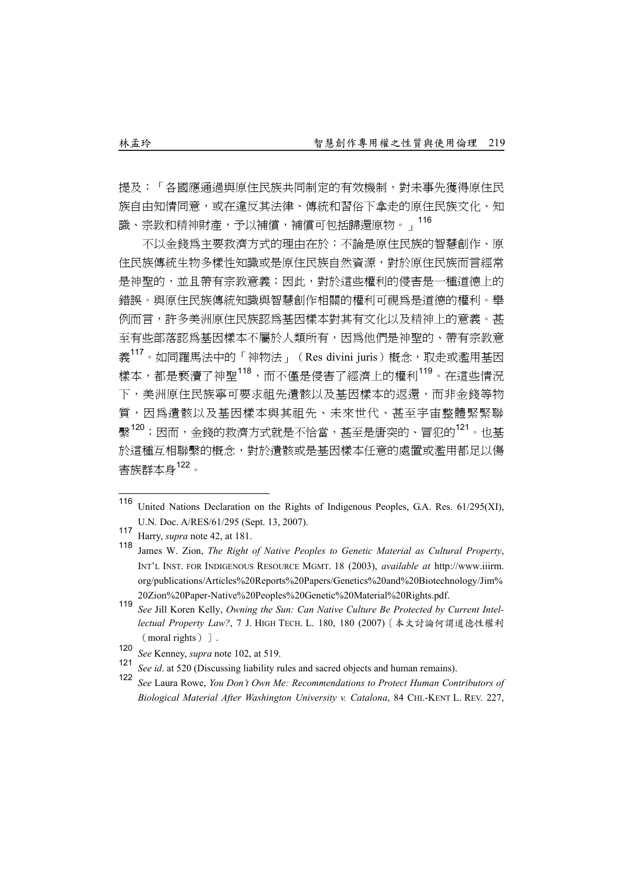提及：「各國應通過與原住民族共同制定的有效機制，對未事先獲得原住民族自由知情同意，或在違反其法律、傳統和習俗下拿走的原住民族文化、知識、宗教和精神財產，予以補償，補償可包括歸還原物。」[116]

不以金錢為主要救濟方式的理由在於：不論是原住民族的智慧創作、原住民族傳統生物多樣性知識或是原住民族自然資源，對於原住民族而言經常是神聖的，並且帶有宗教意義；因此，對於這些權利的侵害是一種道德上的錯誤。與原住民族傳統知識與智慧創作相關的權利可視為是道德的權利。舉例而言，許多美洲原住民族認為基因樣本對其有文化以及精神上的意義。甚至有些部落認為基因樣本不屬於人類所有，因為他們是神聖的、帶有宗教意義[117]。如同羅馬法中的「神物法」（Res divini juris）概念，取走或濫用基因樣本，都是褻瀆了神聖[118]，而不僅是侵害了經濟上的權利[119]。在這些情況下，美洲原住民族寧可要求祖先遺骸以及基因樣本的返還，而非金錢等物質，因為遺骸以及基因樣本與其祖先、未來世代、甚至宇宙整體緊緊聯繫[120]；因而，金錢的救濟方式就是不恰當，甚至是唐突的、冒犯的[121]。也基於這種互相聯繫的概念，對於遺骸或是基因樣本任意的處置或濫用都足以傷害族群本身[122]。

---

[116] United Nations Declaration on the Rights of Indigenous Peoples, G.A. Res. 61/295(XI), U.N. Doc. A/RES/61/295 (Sept. 13, 2007).

[117] Harry, *supra* note 42, at 181.

[118] James W. Zion, *The Right of Native Peoples to Genetic Material as Cultural Property*, INT'L INST. FOR INDIGENOUS RESOURCE MGMT. 18 (2003), *available at* http://www.iiirm.org/publications/Articles%20Reports%20Papers/Genetics%20and%20Biotechnology/Jim%20Zion%20Paper-Native%20Peoples%20Genetic%20Material%20Rights.pdf.

[119] *See* Jill Koren Kelly, *Owning the Sun: Can Native Culture Be Protected by Current Intellectual Property Law?*, 7 J. HIGH TECH. L. 180, 180 (2007)〔本文討論何謂道德性權利（moral rights）〕.

[120] *See* Kenney, *supra* note 102, at 519.

[121] *See id*. at 520 (Discussing liability rules and sacred objects and human remains).

[122] *See* Laura Rowe, *You Don't Own Me: Recommendations to Protect Human Contributors of Biological Material After Washington University v. Catalona*, 84 CHI.-KENT L. REV. 227,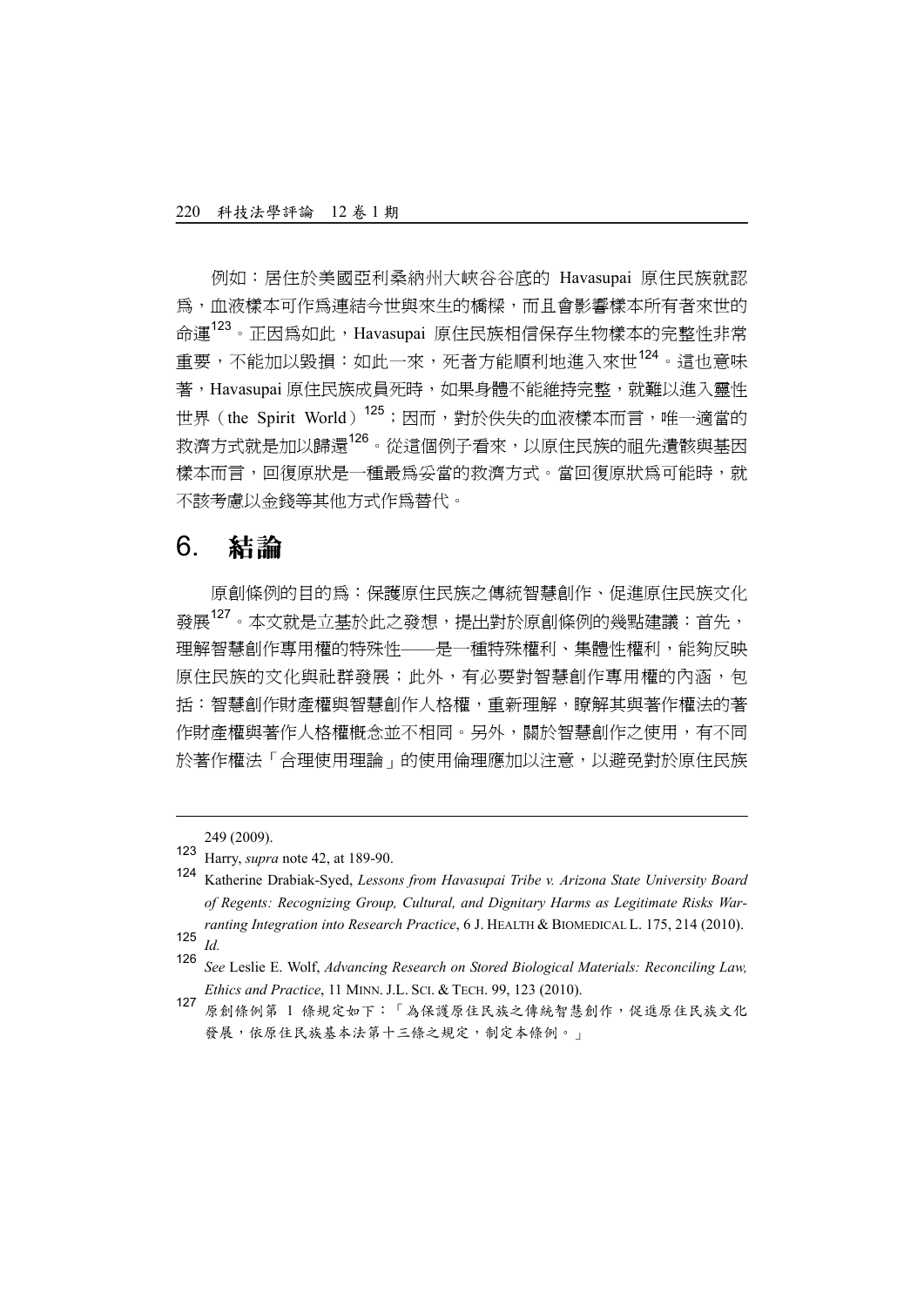例如：居住於美國亞利桑納州大峽谷谷底的 Havasupai 原住民族就認為，血液樣本可作為連結今世與來生的橋樑，而且會影響樣本所有者來世的命運[123]。正因為如此，Havasupai 原住民族相信保存生物樣本的完整性非常重要，不能加以毀損：如此一來，死者方能順利地進入來世[124]。這也意味著，Havasupai 原住民族成員死時，如果身體不能維持完整，就難以進入靈性世界（the Spirit World）[125]；因而，對於佚失的血液樣本而言，唯一適當的救濟方式就是加以歸還[126]。從這個例子看來，以原住民族的祖先遺骸與基因樣本而言，回復原狀是一種最為妥當的救濟方式。當回復原狀為可能時，就不該考慮以金錢等其他方式作為替代。

## 6. 結論

原創條例的目的為：保護原住民族之傳統智慧創作、促進原住民族文化發展[127]。本文就是立基於此之發想，提出對於原創條例的幾點建議：首先，理解智慧創作專用權的特殊性——是一種特殊權利、集體性權利，能夠反映原住民族的文化與社群發展；此外，有必要對智慧創作專用權的內涵，包括：智慧創作財產權與智慧創作人格權，重新理解，瞭解其與著作權法的著作財產權與著作人格權概念並不相同。另外，關於智慧創作之使用，有不同於著作權法「合理使用理論」的使用倫理應加以注意，以避免對於原住民族

---

249 (2009).

[123] Harry, *supra* note 42, at 189-90.

[124] Katherine Drabiak-Syed, *Lessons from Havasupai Tribe v. Arizona State University Board of Regents: Recognizing Group, Cultural, and Dignitary Harms as Legitimate Risks Warranting Integration into Research Practice*, 6 J. HEALTH & BIOMEDICAL L. 175, 214 (2010).

[125] *Id.*

[126] *See* Leslie E. Wolf, *Advancing Research on Stored Biological Materials: Reconciling Law, Ethics and Practice*, 11 MINN. J.L. SCI. & TECH. 99, 123 (2010).

[127] 原創條例第 1 條規定如下：「為保護原住民族之傳統智慧創作，促進原住民族文化發展，依原住民族基本法第十三條之規定，制定本條例。」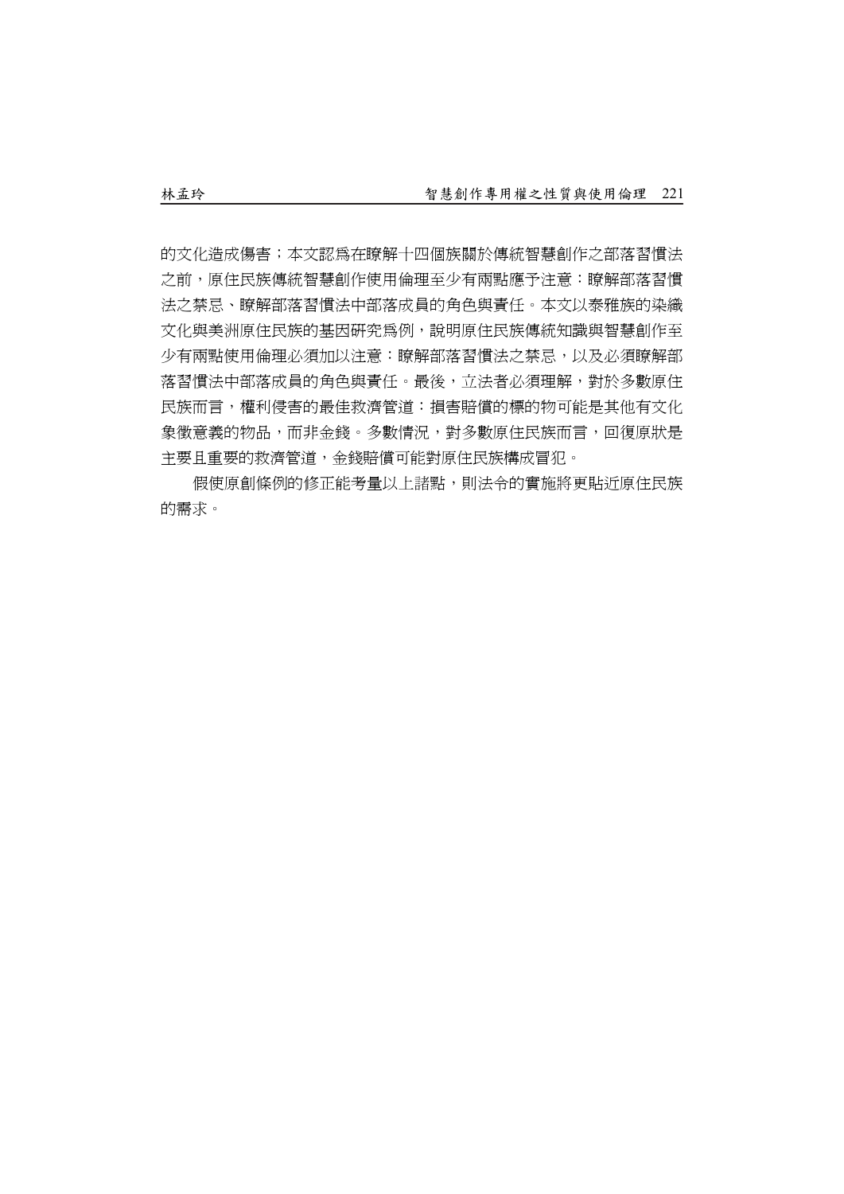的文化造成傷害；本文認爲在瞭解十四個族關於傳統智慧創作之部落習慣法之前，原住民族傳統智慧創作使用倫理至少有兩點應予注意：瞭解部落習慣法之禁忌、瞭解部落習慣法中部落成員的角色與責任。本文以泰雅族的染織文化與美洲原住民族的基因研究爲例，說明原住民族傳統知識與智慧創作至少有兩點使用倫理必須加以注意：瞭解部落習慣法之禁忌，以及必須瞭解部落習慣法中部落成員的角色與責任。最後，立法者必須理解，對於多數原住民族而言，權利侵害的最佳救濟管道：損害賠償的標的物可能是其他有文化象徵意義的物品，而非金錢。多數情況，對多數原住民族而言，回復原狀是主要且重要的救濟管道，金錢賠償可能對原住民族構成冒犯。

假使原創條例的修正能考量以上諸點，則法令的實施將更貼近原住民族的需求。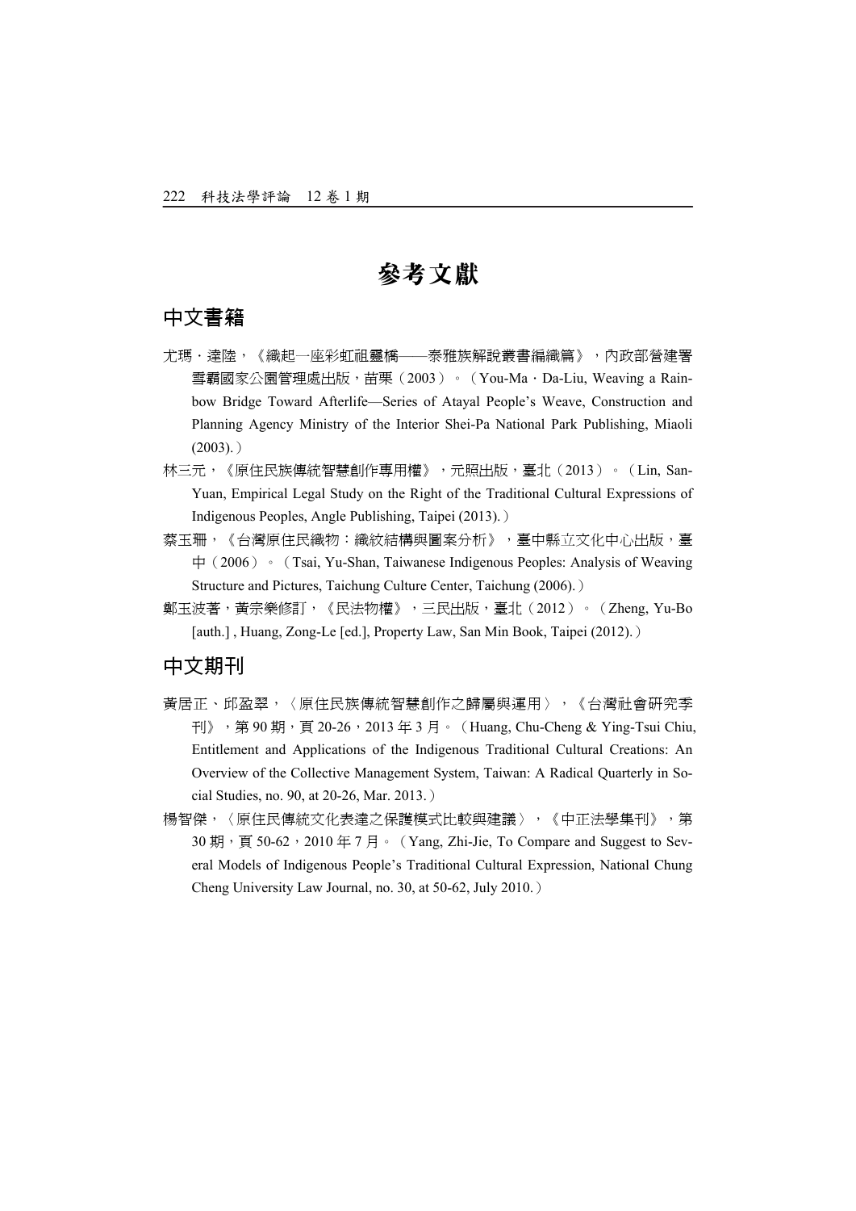# 參考文獻

## 中文書籍

尤瑪・達陸，《織起一座彩虹祖靈橋——泰雅族解說叢書編織篇》，內政部營建署雪霸國家公園管理處出版，苗栗（2003）。（You-Ma・Da-Liu, Weaving a Rainbow Bridge Toward Afterlife—Series of Atayal People's Weave, Construction and Planning Agency Ministry of the Interior Shei-Pa National Park Publishing, Miaoli (2003).）

林三元，《原住民族傳統智慧創作專用權》，元照出版，臺北（2013）。（Lin, San-Yuan, Empirical Legal Study on the Right of the Traditional Cultural Expressions of Indigenous Peoples, Angle Publishing, Taipei (2013).）

蔡玉珊，《台灣原住民織物：織紋結構與圖案分析》，臺中縣立文化中心出版，臺中（2006）。（Tsai, Yu-Shan, Taiwanese Indigenous Peoples: Analysis of Weaving Structure and Pictures, Taichung Culture Center, Taichung (2006).）

鄭玉波著，黃宗樂修訂，《民法物權》，三民出版，臺北（2012）。（Zheng, Yu-Bo [auth.] , Huang, Zong-Le [ed.], Property Law, San Min Book, Taipei (2012).）

## 中文期刊

黃居正、邱盈翠，〈原住民族傳統智慧創作之歸屬與運用〉，《台灣社會研究季刊》，第 90 期，頁 20-26，2013 年 3 月。（Huang, Chu-Cheng & Ying-Tsui Chiu, Entitlement and Applications of the Indigenous Traditional Cultural Creations: An Overview of the Collective Management System, Taiwan: A Radical Quarterly in Social Studies, no. 90, at 20-26, Mar. 2013.）

楊智傑，〈原住民傳統文化表達之保護模式比較與建議〉，《中正法學集刊》，第 30 期，頁 50-62，2010 年 7 月。（Yang, Zhi-Jie, To Compare and Suggest to Several Models of Indigenous People's Traditional Cultural Expression, National Chung Cheng University Law Journal, no. 30, at 50-62, July 2010.）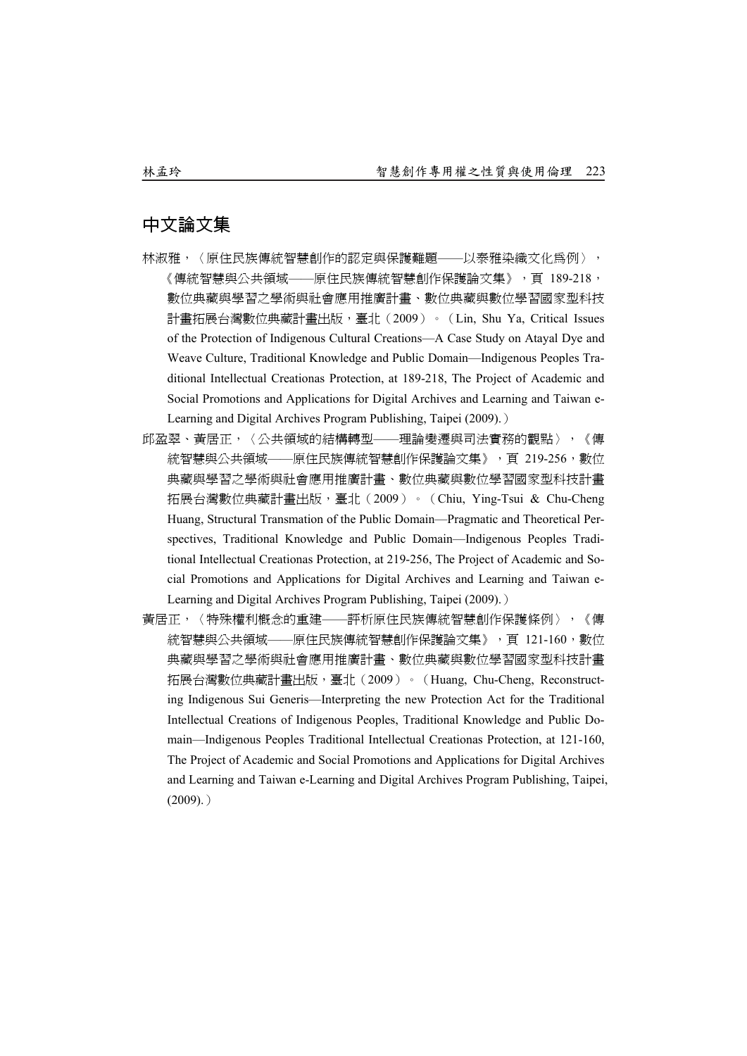## 中文論文集

林淑雅，〈原住民族傳統智慧創作的認定與保護難題——以泰雅染織文化爲例〉，《傳統智慧與公共領域——原住民族傳統智慧創作保護論文集》，頁 189-218，數位典藏與學習之學術與社會應用推廣計畫、數位典藏與數位學習國家型科技計畫拓展台灣數位典藏計畫出版，臺北（2009）。（Lin, Shu Ya, Critical Issues of the Protection of Indigenous Cultural Creations—A Case Study on Atayal Dye and Weave Culture, Traditional Knowledge and Public Domain—Indigenous Peoples Traditional Intellectual Creationas Protection, at 189-218, The Project of Academic and Social Promotions and Applications for Digital Archives and Learning and Taiwan e-Learning and Digital Archives Program Publishing, Taipei (2009).）

邱盈翠、黃居正，〈公共領域的結構轉型——理論變遷與司法實務的觀點〉，《傳統智慧與公共領域——原住民族傳統智慧創作保護論文集》，頁 219-256，數位典藏與學習之學術與社會應用推廣計畫、數位典藏與數位學習國家型科技計畫拓展台灣數位典藏計畫出版，臺北（2009）。（Chiu, Ying-Tsui & Chu-Cheng Huang, Structural Transmation of the Public Domain—Pragmatic and Theoretical Perspectives, Traditional Knowledge and Public Domain—Indigenous Peoples Traditional Intellectual Creationas Protection, at 219-256, The Project of Academic and Social Promotions and Applications for Digital Archives and Learning and Taiwan e-Learning and Digital Archives Program Publishing, Taipei (2009).）

黃居正，〈特殊權利概念的重建——評析原住民族傳統智慧創作保護條例〉，《傳統智慧與公共領域——原住民族傳統智慧創作保護論文集》，頁 121-160，數位典藏與學習之學術與社會應用推廣計畫、數位典藏與數位學習國家型科技計畫拓展台灣數位典藏計畫出版，臺北（2009）。（Huang, Chu-Cheng, Reconstructing Indigenous Sui Generis—Interpreting the new Protection Act for the Traditional Intellectual Creations of Indigenous Peoples, Traditional Knowledge and Public Domain—Indigenous Peoples Traditional Intellectual Creationas Protection, at 121-160, The Project of Academic and Social Promotions and Applications for Digital Archives and Learning and Taiwan e-Learning and Digital Archives Program Publishing, Taipei, (2009).）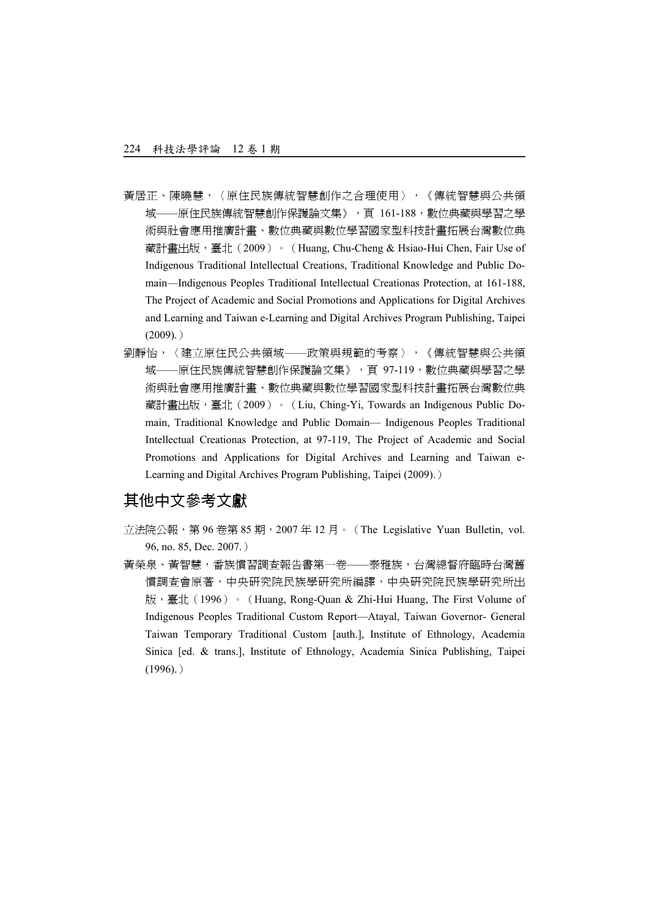黃居正、陳曉慧，〈原住民族傳統智慧創作之合理使用〉，《傳統智慧與公共領域——原住民族傳統智慧創作保護論文集》，頁 161-188，數位典藏與學習之學術與社會應用推廣計畫、數位典藏與數位學習國家型科技計畫拓展台灣數位典藏計畫出版，臺北（2009）。（Huang, Chu-Cheng & Hsiao-Hui Chen, Fair Use of Indigenous Traditional Intellectual Creations, Traditional Knowledge and Public Domain—Indigenous Peoples Traditional Intellectual Creationas Protection, at 161-188, The Project of Academic and Social Promotions and Applications for Digital Archives and Learning and Taiwan e-Learning and Digital Archives Program Publishing, Taipei (2009).）

劉靜怡，〈建立原住民公共領域——政策與規範的考察〉，《傳統智慧與公共領域——原住民族傳統智慧創作保護論文集》，頁 97-119，數位典藏與學習之學術與社會應用推廣計畫、數位典藏與數位學習國家型科技計畫拓展台灣數位典藏計畫出版，臺北（2009）。（Liu, Ching-Yi, Towards an Indigenous Public Domain, Traditional Knowledge and Public Domain— Indigenous Peoples Traditional Intellectual Creationas Protection, at 97-119, The Project of Academic and Social Promotions and Applications for Digital Archives and Learning and Taiwan e-Learning and Digital Archives Program Publishing, Taipei (2009).）

## 其他中文參考文獻

立法院公報，第 96 卷第 85 期，2007 年 12 月。（The Legislative Yuan Bulletin, vol. 96, no. 85, Dec. 2007.）

黃榮泉、黃智慧，番族慣習調查報告書第一卷——泰雅族，台灣總督府臨時台灣舊慣調查會原著，中央研究院民族學研究所編譯，中央研究院民族學研究所出版，臺北（1996）。（Huang, Rong-Quan & Zhi-Hui Huang, The First Volume of Indigenous Peoples Traditional Custom Report—Atayal, Taiwan Governor- General Taiwan Temporary Traditional Custom [auth.], Institute of Ethnology, Academia Sinica [ed. & trans.], Institute of Ethnology, Academia Sinica Publishing, Taipei (1996).）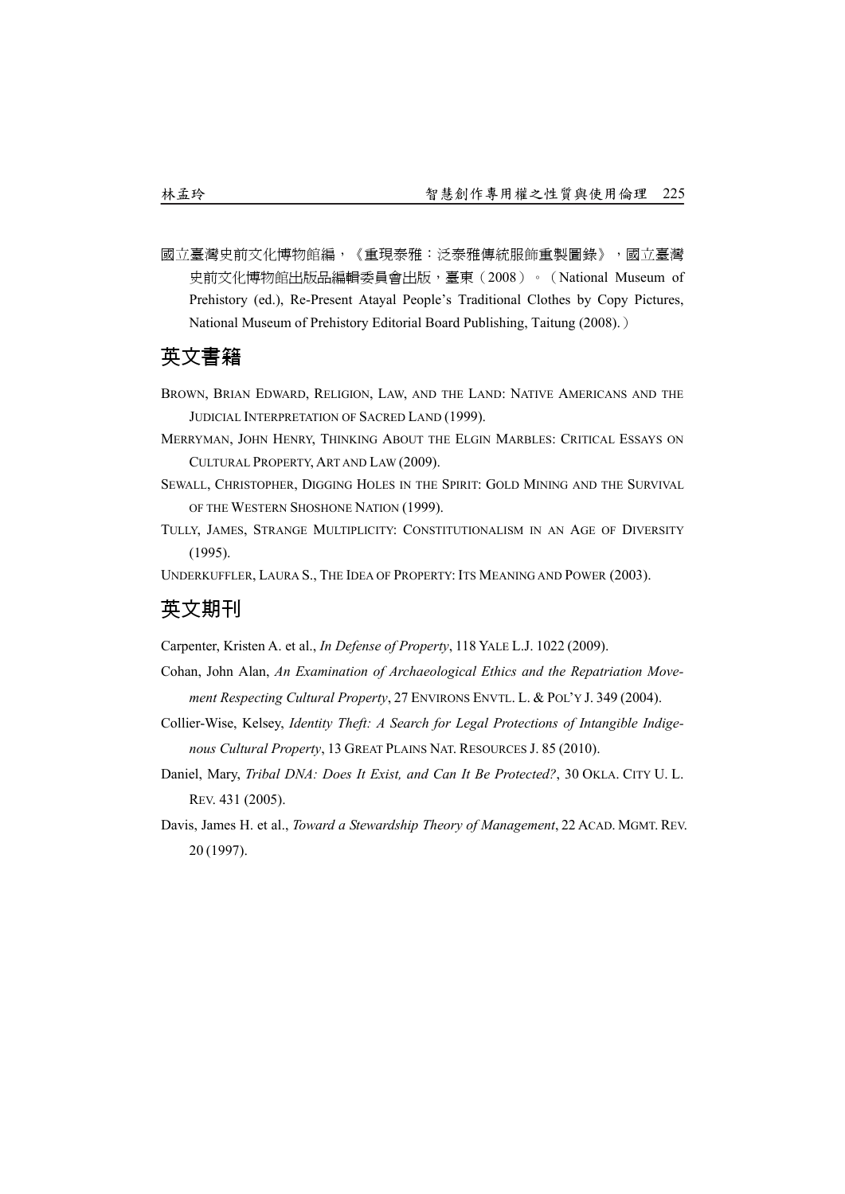國立臺灣史前文化博物館編，《重現泰雅：泛泰雅傳統服飾重製圖錄》，國立臺灣史前文化博物館出版品編輯委員會出版，臺東（2008）。（National Museum of Prehistory (ed.), Re-Present Atayal People's Traditional Clothes by Copy Pictures, National Museum of Prehistory Editorial Board Publishing, Taitung (2008).）

## 英文書籍

BROWN, BRIAN EDWARD, RELIGION, LAW, AND THE LAND: NATIVE AMERICANS AND THE JUDICIAL INTERPRETATION OF SACRED LAND (1999).

MERRYMAN, JOHN HENRY, THINKING ABOUT THE ELGIN MARBLES: CRITICAL ESSAYS ON CULTURAL PROPERTY, ART AND LAW (2009).

SEWALL, CHRISTOPHER, DIGGING HOLES IN THE SPIRIT: GOLD MINING AND THE SURVIVAL OF THE WESTERN SHOSHONE NATION (1999).

TULLY, JAMES, STRANGE MULTIPLICITY: CONSTITUTIONALISM IN AN AGE OF DIVERSITY (1995).

UNDERKUFFLER, LAURA S., THE IDEA OF PROPERTY: ITS MEANING AND POWER (2003).

## 英文期刊

Carpenter, Kristen A. et al., *In Defense of Property*, 118 YALE L.J. 1022 (2009).

Cohan, John Alan, *An Examination of Archaeological Ethics and the Repatriation Movement Respecting Cultural Property*, 27 ENVIRONS ENVTL. L. & POL'Y J. 349 (2004).

Collier-Wise, Kelsey, *Identity Theft: A Search for Legal Protections of Intangible Indigenous Cultural Property*, 13 GREAT PLAINS NAT. RESOURCES J. 85 (2010).

Daniel, Mary, *Tribal DNA: Does It Exist, and Can It Be Protected?*, 30 OKLA. CITY U. L. REV. 431 (2005).

Davis, James H. et al., *Toward a Stewardship Theory of Management*, 22 ACAD. MGMT. REV. 20 (1997).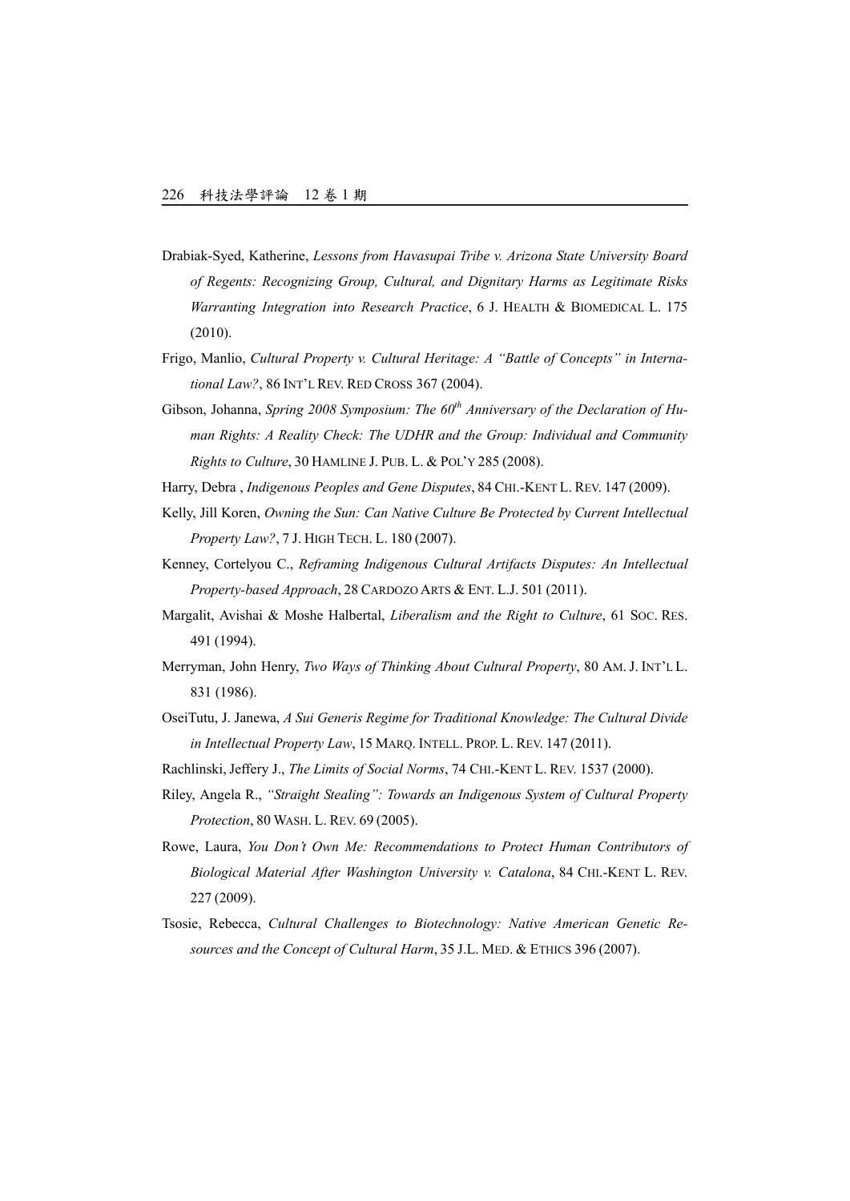Drabiak-Syed, Katherine, *Lessons from Havasupai Tribe v. Arizona State University Board of Regents: Recognizing Group, Cultural, and Dignitary Harms as Legitimate Risks Warranting Integration into Research Practice*, 6 J. HEALTH & BIOMEDICAL L. 175 (2010).

Frigo, Manlio, *Cultural Property v. Cultural Heritage: A "Battle of Concepts" in International Law?*, 86 INT'L REV. RED CROSS 367 (2004).

Gibson, Johanna, *Spring 2008 Symposium: The 60th Anniversary of the Declaration of Human Rights: A Reality Check: The UDHR and the Group: Individual and Community Rights to Culture*, 30 HAMLINE J. PUB. L. & POL'Y 285 (2008).

Harry, Debra , *Indigenous Peoples and Gene Disputes*, 84 CHI.-KENT L. REV. 147 (2009).

Kelly, Jill Koren, *Owning the Sun: Can Native Culture Be Protected by Current Intellectual Property Law?*, 7 J. HIGH TECH. L. 180 (2007).

Kenney, Cortelyou C., *Reframing Indigenous Cultural Artifacts Disputes: An Intellectual Property-based Approach*, 28 CARDOZO ARTS & ENT. L.J. 501 (2011).

Margalit, Avishai & Moshe Halbertal, *Liberalism and the Right to Culture*, 61 SOC. RES. 491 (1994).

Merryman, John Henry, *Two Ways of Thinking About Cultural Property*, 80 AM. J. INT'L L. 831 (1986).

OseiTutu, J. Janewa, *A Sui Generis Regime for Traditional Knowledge: The Cultural Divide in Intellectual Property Law*, 15 MARQ. INTELL. PROP. L. REV. 147 (2011).

Rachlinski, Jeffery J., *The Limits of Social Norms*, 74 CHI.-KENT L. REV. 1537 (2000).

Riley, Angela R., *"Straight Stealing": Towards an Indigenous System of Cultural Property Protection*, 80 WASH. L. REV. 69 (2005).

Rowe, Laura, *You Don't Own Me: Recommendations to Protect Human Contributors of Biological Material After Washington University v. Catalona*, 84 CHI.-KENT L. REV. 227 (2009).

Tsosie, Rebecca, *Cultural Challenges to Biotechnology: Native American Genetic Resources and the Concept of Cultural Harm*, 35 J.L. MED. & ETHICS 396 (2007).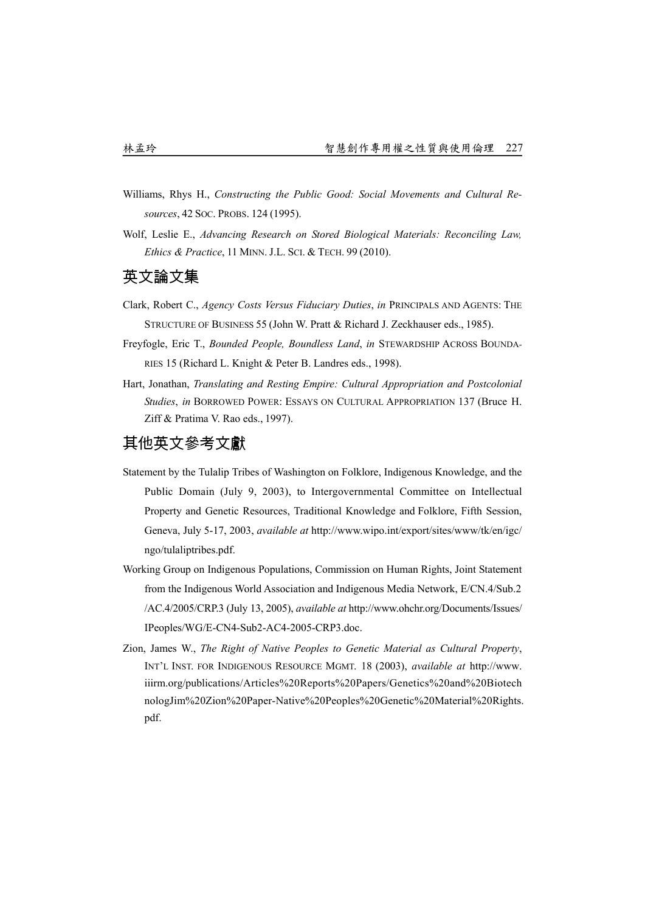Williams, Rhys H., *Constructing the Public Good: Social Movements and Cultural Resources*, 42 SOC. PROBS. 124 (1995).

Wolf, Leslie E., *Advancing Research on Stored Biological Materials: Reconciling Law, Ethics & Practice*, 11 MINN. J.L. SCI. & TECH. 99 (2010).

## 英文論文集

Clark, Robert C., *Agency Costs Versus Fiduciary Duties*, *in* PRINCIPALS AND AGENTS: THE STRUCTURE OF BUSINESS 55 (John W. Pratt & Richard J. Zeckhauser eds., 1985).

Freyfogle, Eric T., *Bounded People, Boundless Land*, *in* STEWARDSHIP ACROSS BOUNDARIES 15 (Richard L. Knight & Peter B. Landres eds., 1998).

Hart, Jonathan, *Translating and Resting Empire: Cultural Appropriation and Postcolonial Studies*, *in* BORROWED POWER: ESSAYS ON CULTURAL APPROPRIATION 137 (Bruce H. Ziff & Pratima V. Rao eds., 1997).

## 其他英文參考文獻

Statement by the Tulalip Tribes of Washington on Folklore, Indigenous Knowledge, and the Public Domain (July 9, 2003), to Intergovernmental Committee on Intellectual Property and Genetic Resources, Traditional Knowledge and Folklore, Fifth Session, Geneva, July 5-17, 2003, *available at* http://www.wipo.int/export/sites/www/tk/en/igc/ngo/tulaliptribes.pdf.

Working Group on Indigenous Populations, Commission on Human Rights, Joint Statement from the Indigenous World Association and Indigenous Media Network, E/CN.4/Sub.2/AC.4/2005/CRP.3 (July 13, 2005), *available at* http://www.ohchr.org/Documents/Issues/IPeoples/WG/E-CN4-Sub2-AC4-2005-CRP3.doc.

Zion, James W., *The Right of Native Peoples to Genetic Material as Cultural Property*, INT'L INST. FOR INDIGENOUS RESOURCE MGMT. 18 (2003), *available at* http://www.iiirm.org/publications/Articles%20Reports%20Papers/Genetics%20and%20BiotechnologJim%20Zion%20Paper-Native%20Peoples%20Genetic%20Material%20Rights.pdf.